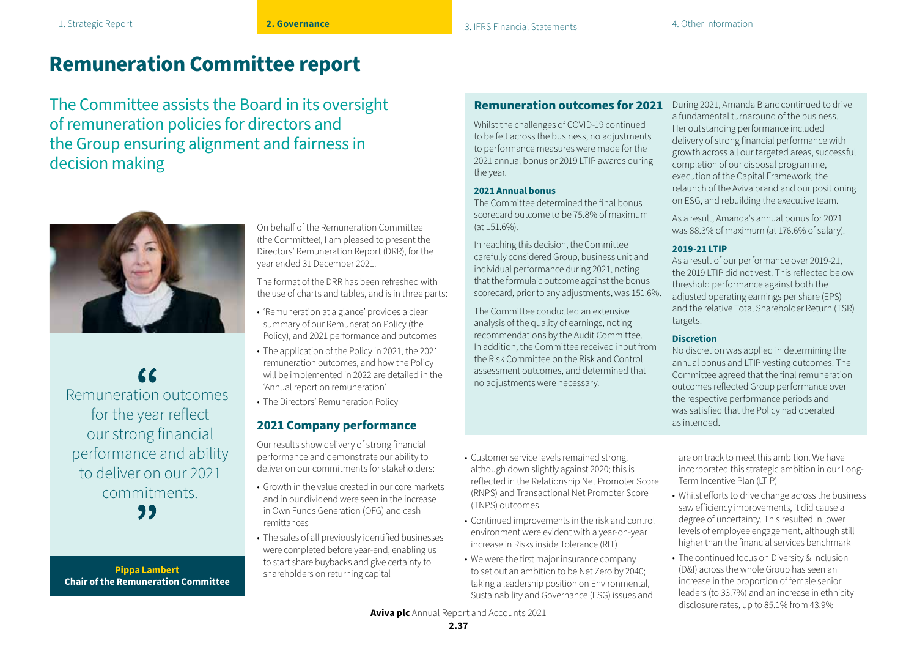# Remuneration Committee report

The Committee assists the Board in its oversight of remuneration policies for directors and the Group ensuring alignment and fairness in decision making

"Remuneration outcomes for the year reflect our strong financial performance and ability to deliver on our 2021 commitments."

**Pippa Lambert**
**Chair of the Remuneration Committee**

On behalf of the Remuneration Committee (the Committee), I am pleased to present the Directors' Remuneration Report (DRR), for the year ended 31 December 2021.

The format of the DRR has been refreshed with the use of charts and tables, and is in three parts:

- 'Remuneration at a glance' provides a clear summary of our Remuneration Policy (the Policy), and 2021 performance and outcomes
- The application of the Policy in 2021, the 2021 remuneration outcomes, and how the Policy will be implemented in 2022 are detailed in the 'Annual report on remuneration'
- The Directors' Remuneration Policy

## 2021 Company performance

Our results show delivery of strong financial performance and demonstrate our ability to deliver on our commitments for stakeholders:

- Growth in the value created in our core markets and in our dividend were seen in the increase in Own Funds Generation (OFG) and cash remittances
- The sales of all previously identified businesses were completed before year-end, enabling us to start share buybacks and give certainty to shareholders on returning capital
- Customer service levels remained strong, although down slightly against 2020; this is reflected in the Relationship Net Promoter Score (RNPS) and Transactional Net Promoter Score (TNPS) outcomes
- Continued improvements in the risk and control environment were evident with a year-on-year increase in Risks inside Tolerance (RIT)
- We were the first major insurance company to set out an ambition to be Net Zero by 2040; taking a leadership position on Environmental, Sustainability and Governance (ESG) issues and are on track to meet this ambition. We have incorporated this strategic ambition in our Long-Term Incentive Plan (LTIP)
- Whilst efforts to drive change across the business saw efficiency improvements, it did cause a degree of uncertainty. This resulted in lower levels of employee engagement, although still higher than the financial services benchmark
- The continued focus on Diversity & Inclusion (D&I) across the whole Group has seen an increase in the proportion of female senior leaders (to 33.7%) and an increase in ethnicity disclosure rates, up to 85.1% from 43.9%

## Remuneration outcomes for 2021

Whilst the challenges of COVID-19 continued to be felt across the business, no adjustments to performance measures were made for the 2021 annual bonus or 2019 LTIP awards during the year.

### 2021 Annual bonus

The Committee determined the final bonus scorecard outcome to be 75.8% of maximum (at 151.6%).

In reaching this decision, the Committee carefully considered Group, business unit and individual performance during 2021, noting that the formulaic outcome against the bonus scorecard, prior to any adjustments, was 151.6%.

The Committee conducted an extensive analysis of the quality of earnings, noting recommendations by the Audit Committee. In addition, the Committee received input from the Risk Committee on the Risk and Control assessment outcomes, and determined that no adjustments were necessary.

During 2021, Amanda Blanc continued to drive a fundamental turnaround of the business. Her outstanding performance included delivery of strong financial performance with growth across all our targeted areas, successful completion of our disposal programme, execution of the Capital Framework, the relaunch of the Aviva brand and our positioning on ESG, and rebuilding the executive team.

As a result, Amanda's annual bonus for 2021 was 88.3% of maximum (at 176.6% of salary).

### 2019-21 LTIP

As a result of our performance over 2019-21, the 2019 LTIP did not vest. This reflected below threshold performance against both the adjusted operating earnings per share (EPS) and the relative Total Shareholder Return (TSR) targets.

### Discretion

No discretion was applied in determining the annual bonus and LTIP vesting outcomes. The Committee agreed that the final remuneration outcomes reflected Group performance over the respective performance periods and was satisfied that the Policy had operated as intended.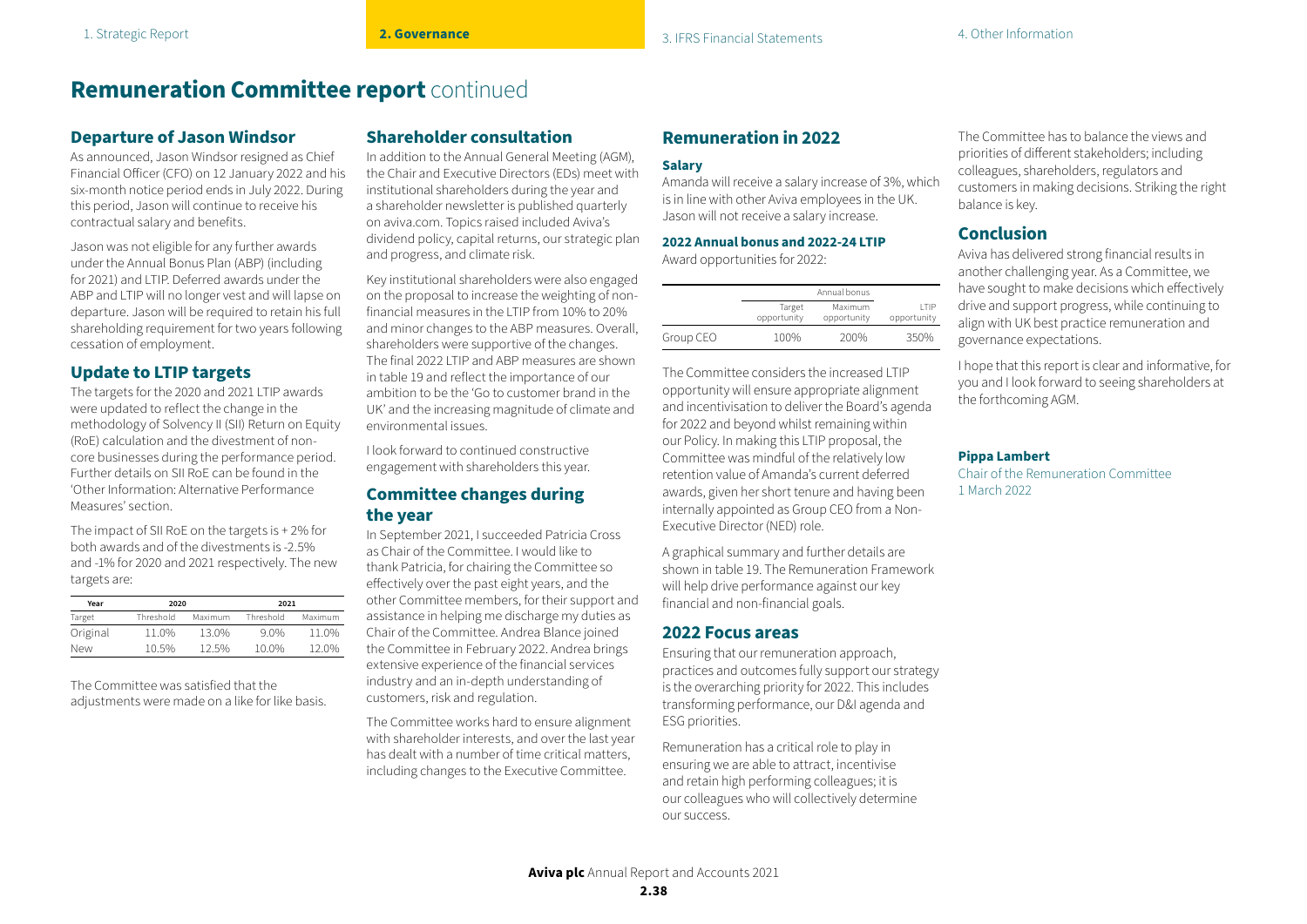# Remuneration Committee report continued

## Departure of Jason Windsor

As announced, Jason Windsor resigned as Chief Financial Officer (CFO) on 12 January 2022 and his six-month notice period ends in July 2022. During this period, Jason will continue to receive his contractual salary and benefits.

Jason was not eligible for any further awards under the Annual Bonus Plan (ABP) (including for 2021) and LTIP. Deferred awards under the ABP and LTIP will no longer vest and will lapse on departure. Jason will be required to retain his full shareholding requirement for two years following cessation of employment.

## Update to LTIP targets

The targets for the 2020 and 2021 LTIP awards were updated to reflect the change in the methodology of Solvency II (SII) Return on Equity (RoE) calculation and the divestment of non-core businesses during the performance period. Further details on SII RoE can be found in the 'Other Information: Alternative Performance Measures' section.

The impact of SII RoE on the targets is + 2% for both awards and of the divestments is -2.5% and -1% for 2020 and 2021 respectively. The new targets are:

| Year | 2020 | | 2021 | |
|---|---|---|---|---|
| Target | Threshold | Maximum | Threshold | Maximum |
| Original | 11.0% | 13.0% | 9.0% | 11.0% |
| New | 10.5% | 12.5% | 10.0% | 12.0% |

The Committee was satisfied that the adjustments were made on a like for like basis.

## Shareholder consultation

In addition to the Annual General Meeting (AGM), the Chair and Executive Directors (EDs) meet with institutional shareholders during the year and a shareholder newsletter is published quarterly on aviva.com. Topics raised included Aviva's dividend policy, capital returns, our strategic plan and progress, and climate risk.

Key institutional shareholders were also engaged on the proposal to increase the weighting of non-financial measures in the LTIP from 10% to 20% and minor changes to the ABP measures. Overall, shareholders were supportive of the changes. The final 2022 LTIP and ABP measures are shown in table 19 and reflect the importance of our ambition to be the 'Go to customer brand in the UK' and the increasing magnitude of climate and environmental issues.

I look forward to continued constructive engagement with shareholders this year.

## Committee changes during the year

In September 2021, I succeeded Patricia Cross as Chair of the Committee. I would like to thank Patricia, for chairing the Committee so effectively over the past eight years, and the other Committee members, for their support and assistance in helping me discharge my duties as Chair of the Committee. Andrea Blance joined the Committee in February 2022. Andrea brings extensive experience of the financial services industry and an in-depth understanding of customers, risk and regulation.

The Committee works hard to ensure alignment with shareholder interests, and over the last year has dealt with a number of time critical matters, including changes to the Executive Committee.

## Remuneration in 2022

### Salary

Amanda will receive a salary increase of 3%, which is in line with other Aviva employees in the UK. Jason will not receive a salary increase.

### 2022 Annual bonus and 2022-24 LTIP

Award opportunities for 2022:

| | Annual bonus | | |
|---|---|---|---|
| | Target opportunity | Maximum opportunity | LTIP opportunity |
| Group CEO | 100% | 200% | 350% |

The Committee considers the increased LTIP opportunity will ensure appropriate alignment and incentivisation to deliver the Board's agenda for 2022 and beyond whilst remaining within our Policy. In making this LTIP proposal, the Committee was mindful of the relatively low retention value of Amanda's current deferred awards, given her short tenure and having been internally appointed as Group CEO from a Non-Executive Director (NED) role.

A graphical summary and further details are shown in table 19. The Remuneration Framework will help drive performance against our key financial and non-financial goals.

## 2022 Focus areas

Ensuring that our remuneration approach, practices and outcomes fully support our strategy is the overarching priority for 2022. This includes transforming performance, our D&I agenda and ESG priorities.

Remuneration has a critical role to play in ensuring we are able to attract, incentivise and retain high performing colleagues; it is our colleagues who will collectively determine our success.

The Committee has to balance the views and priorities of different stakeholders; including colleagues, shareholders, regulators and customers in making decisions. Striking the right balance is key.

## Conclusion

Aviva has delivered strong financial results in another challenging year. As a Committee, we have sought to make decisions which effectively drive and support progress, while continuing to align with UK best practice remuneration and governance expectations.

I hope that this report is clear and informative, for you and I look forward to seeing shareholders at the forthcoming AGM.

**Pippa Lambert**
Chair of the Remuneration Committee
1 March 2022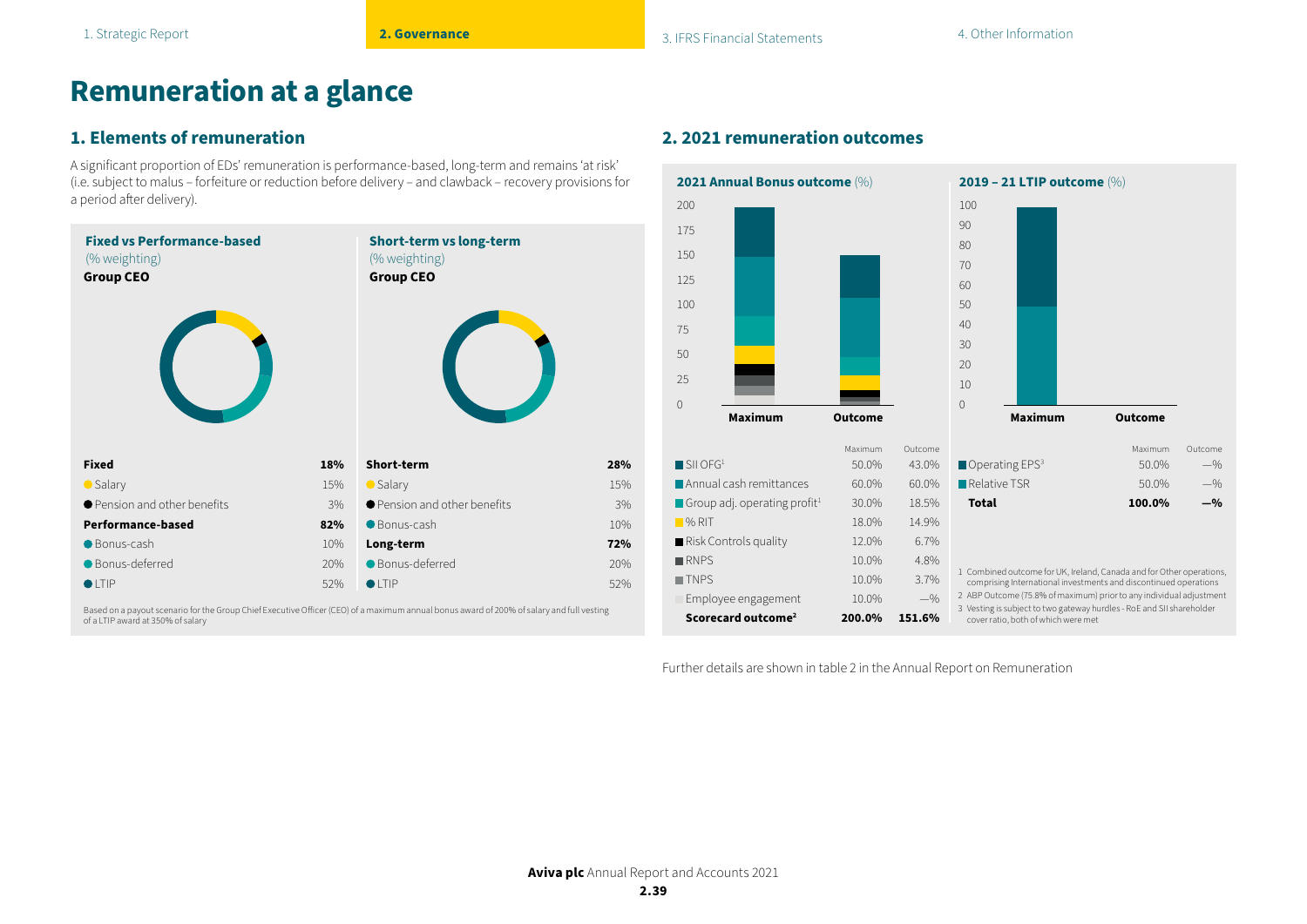# Remuneration at a glance

## 1. Elements of remuneration

A significant proportion of EDs' remuneration is performance-based, long-term and remains 'at risk' (i.e. subject to malus – forfeiture or reduction before delivery – and clawback – recovery provisions for a period after delivery).

**Fixed vs Performance-based** (% weighting)
**Group CEO**

| | |
|---|---|
| **Fixed** | **18%** |
| Salary | 15% |
| Pension and other benefits | 3% |
| **Performance-based** | **82%** |
| Bonus-cash | 10% |
| Bonus-deferred | 20% |
| LTIP | 52% |

**Short-term vs long-term** (% weighting)
**Group CEO**

| | |
|---|---|
| **Short-term** | **28%** |
| Salary | 15% |
| Pension and other benefits | 3% |
| Bonus-cash | 10% |
| **Long-term** | **72%** |
| Bonus-deferred | 20% |
| LTIP | 52% |

Based on a payout scenario for the Group Chief Executive Officer (CEO) of a maximum annual bonus award of 200% of salary and full vesting of a LTIP award at 350% of salary

## 2. 2021 remuneration outcomes

**2021 Annual Bonus outcome** (%)

| | Maximum | Outcome |
|---|---|---|
| SII OFG[1] | 50.0% | 43.0% |
| Annual cash remittances | 60.0% | 60.0% |
| Group adj. operating profit[1] | 30.0% | 18.5% |
| % RIT | 18.0% | 14.9% |
| Risk Controls quality | 12.0% | 6.7% |
| RNPS | 10.0% | 4.8% |
| TNPS | 10.0% | 3.7% |
| Employee engagement | 10.0% | —% |
| **Scorecard outcome[2]** | **200.0%** | **151.6%** |

**2019 – 21 LTIP outcome** (%)

| | Maximum | Outcome |
|---|---|---|
| Operating EPS[3] | 50.0% | —% |
| Relative TSR | 50.0% | —% |
| **Total** | **100.0%** | **—%** |

1 Combined outcome for UK, Ireland, Canada and for Other operations, comprising International investments and discontinued operations
2 ABP Outcome (75.8% of maximum) prior to any individual adjustment
3 Vesting is subject to two gateway hurdles - RoE and SII shareholder cover ratio, both of which were met

Further details are shown in table 2 in the Annual Report on Remuneration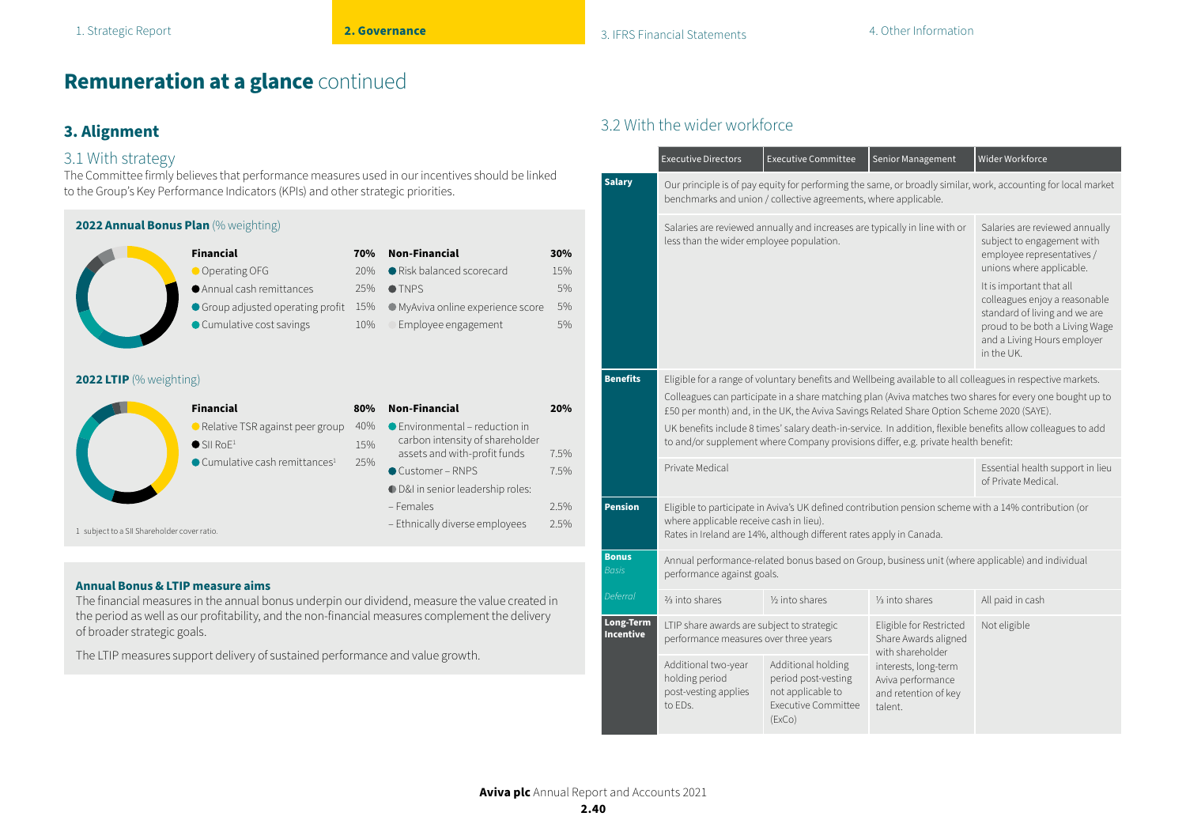# Remuneration at a glance continued

## 3. Alignment

### 3.1 With strategy

The Committee firmly believes that performance measures used in our incentives should be linked to the Group's Key Performance Indicators (KPIs) and other strategic priorities.

**2022 Annual Bonus Plan** (% weighting)

| Financial | 70% | Non-Financial | 30% |
|---|---|---|---|
| Operating OFG | 20% | Risk balanced scorecard | 15% |
| Annual cash remittances | 25% | TNPS | 5% |
| Group adjusted operating profit | 15% | MyAviva online experience score | 5% |
| Cumulative cost savings | 10% | Employee engagement | 5% |

**2022 LTIP** (% weighting)

| Financial | 80% | Non-Financial | 20% |
|---|---|---|---|
| Relative TSR against peer group | 40% | Environmental – reduction in carbon intensity of shareholder assets and with-profit funds | 7.5% |
| SII RoE[1] | 15% | Customer – RNPS | 7.5% |
| Cumulative cash remittances[1] | 25% | D&I in senior leadership roles: | |
| | | – Females | 2.5% |
| | | – Ethnically diverse employees | 2.5% |

1 subject to a SII Shareholder cover ratio.

**Annual Bonus & LTIP measure aims**

The financial measures in the annual bonus underpin our dividend, measure the value created in the period as well as our profitability, and the non-financial measures complement the delivery of broader strategic goals.

The LTIP measures support delivery of sustained performance and value growth.

### 3.2 With the wider workforce

| | Executive Directors | Executive Committee | Senior Management | Wider Workforce |
|---|---|---|---|---|
| **Salary** | Our principle is of pay equity for performing the same, or broadly similar, work, accounting for local market benchmarks and union / collective agreements, where applicable. | | | |
| | Salaries are reviewed annually and increases are typically in line with or less than the wider employee population. | | | Salaries are reviewed annually subject to engagement with employee representatives / unions where applicable. It is important that all colleagues enjoy a reasonable standard of living and we are proud to be both a Living Wage and a Living Hours employer in the UK. |
| **Benefits** | Eligible for a range of voluntary benefits and Wellbeing available to all colleagues in respective markets. Colleagues can participate in a share matching plan (Aviva matches two shares for every one bought up to £50 per month) and, in the UK, the Aviva Savings Related Share Option Scheme 2020 (SAYE). UK benefits include 8 times' salary death-in-service. In addition, flexible benefits allow colleagues to add to and/or supplement where Company provisions differ, e.g. private health benefit: | | | |
| | Private Medical | | | Essential health support in lieu of Private Medical. |
| **Pension** | Eligible to participate in Aviva's UK defined contribution pension scheme with a 14% contribution (or where applicable receive cash in lieu). Rates in Ireland are 14%, although different rates apply in Canada. | | | |
| **Bonus** *Basis* | Annual performance-related bonus based on Group, business unit (where applicable) and individual performance against goals. | | | |
| *Deferral* | ⅔ into shares | ½ into shares | ⅓ into shares | All paid in cash |
| **Long-Term Incentive** | LTIP share awards are subject to strategic performance measures over three years | | Eligible for Restricted Share Awards aligned with shareholder interests, long-term Aviva performance and retention of key talent. | Not eligible |
| | Additional two-year holding period post-vesting applies to EDs. | Additional holding period post-vesting not applicable to Executive Committee (ExCo) | | |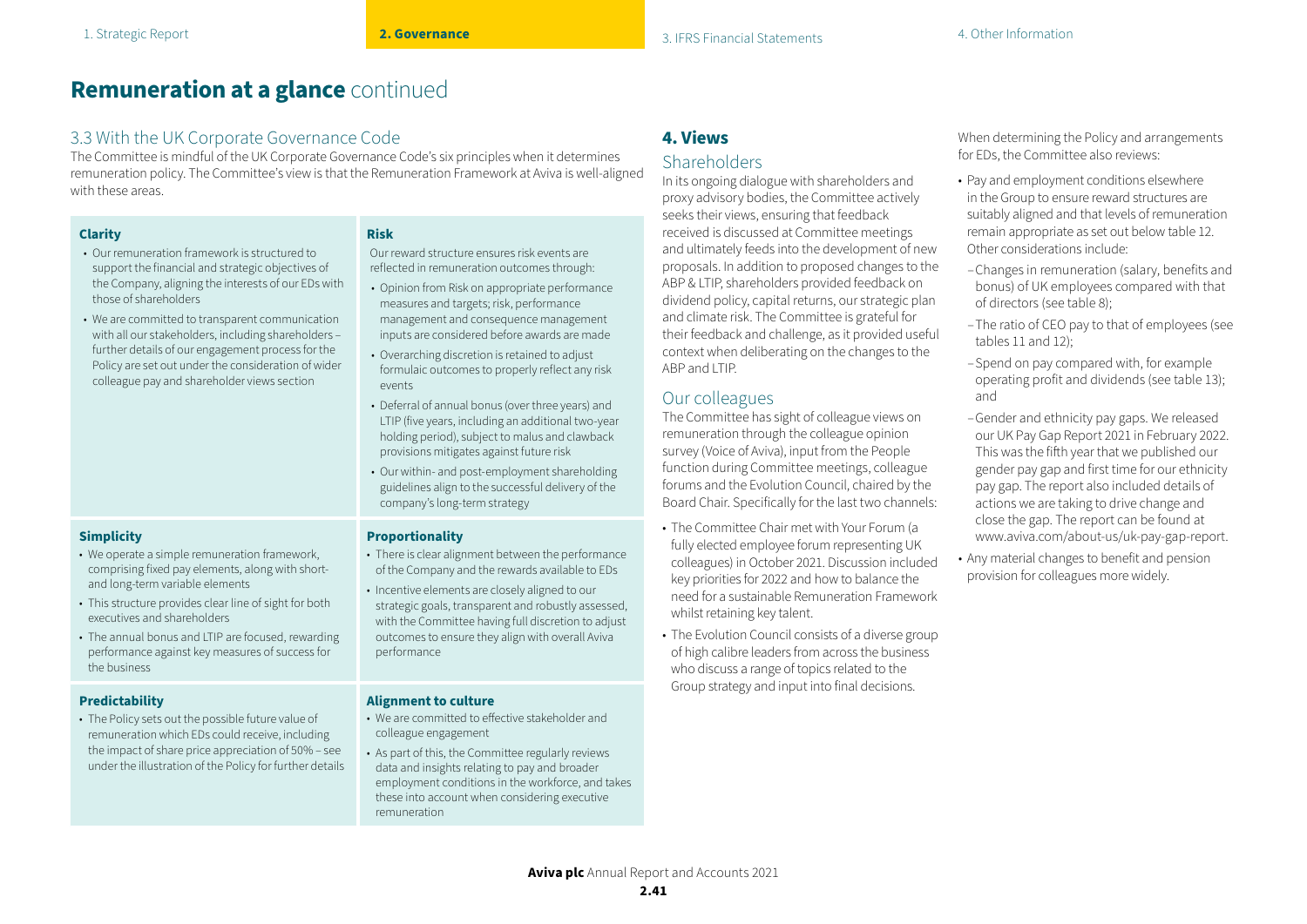# **Remuneration at a glance** continued

## 3.3 With the UK Corporate Governance Code

The Committee is mindful of the UK Corporate Governance Code's six principles when it determines remuneration policy. The Committee's view is that the Remuneration Framework at Aviva is well-aligned with these areas.

### Clarity

- Our remuneration framework is structured to support the financial and strategic objectives of the Company, aligning the interests of our EDs with those of shareholders
- We are committed to transparent communication with all our stakeholders, including shareholders – further details of our engagement process for the Policy are set out under the consideration of wider colleague pay and shareholder views section

### Risk

Our reward structure ensures risk events are reflected in remuneration outcomes through:

- Opinion from Risk on appropriate performance measures and targets; risk, performance management and consequence management inputs are considered before awards are made
- Overarching discretion is retained to adjust formulaic outcomes to properly reflect any risk events
- Deferral of annual bonus (over three years) and LTIP (five years, including an additional two-year holding period), subject to malus and clawback provisions mitigates against future risk
- Our within- and post-employment shareholding guidelines align to the successful delivery of the company's long-term strategy

### Simplicity

- We operate a simple remuneration framework, comprising fixed pay elements, along with short- and long-term variable elements
- This structure provides clear line of sight for both executives and shareholders
- The annual bonus and LTIP are focused, rewarding performance against key measures of success for the business

### Proportionality

- There is clear alignment between the performance of the Company and the rewards available to EDs
- Incentive elements are closely aligned to our strategic goals, transparent and robustly assessed, with the Committee having full discretion to adjust outcomes to ensure they align with overall Aviva performance

### Predictability

- The Policy sets out the possible future value of remuneration which EDs could receive, including the impact of share price appreciation of 50% – see under the illustration of the Policy for further details

### Alignment to culture

- We are committed to effective stakeholder and colleague engagement
- As part of this, the Committee regularly reviews data and insights relating to pay and broader employment conditions in the workforce, and takes these into account when considering executive remuneration

## 4. Views

### Shareholders

In its ongoing dialogue with shareholders and proxy advisory bodies, the Committee actively seeks their views, ensuring that feedback received is discussed at Committee meetings and ultimately feeds into the development of new proposals. In addition to proposed changes to the ABP & LTIP, shareholders provided feedback on dividend policy, capital returns, our strategic plan and climate risk. The Committee is grateful for their feedback and challenge, as it provided useful context when deliberating on the changes to the ABP and LTIP.

### Our colleagues

The Committee has sight of colleague views on remuneration through the colleague opinion survey (Voice of Aviva), input from the People function during Committee meetings, colleague forums and the Evolution Council, chaired by the Board Chair. Specifically for the last two channels:

- The Committee Chair met with Your Forum (a fully elected employee forum representing UK colleagues) in October 2021. Discussion included key priorities for 2022 and how to balance the need for a sustainable Remuneration Framework whilst retaining key talent.
- The Evolution Council consists of a diverse group of high calibre leaders from across the business who discuss a range of topics related to the Group strategy and input into final decisions.

When determining the Policy and arrangements for EDs, the Committee also reviews:

- Pay and employment conditions elsewhere in the Group to ensure reward structures are suitably aligned and that levels of remuneration remain appropriate as set out below table 12. Other considerations include:
  - Changes in remuneration (salary, benefits and bonus) of UK employees compared with that of directors (see table 8);
  - The ratio of CEO pay to that of employees (see tables 11 and 12);
  - Spend on pay compared with, for example operating profit and dividends (see table 13); and
  - Gender and ethnicity pay gaps. We released our UK Pay Gap Report 2021 in February 2022. This was the fifth year that we published our gender pay gap and first time for our ethnicity pay gap. The report also included details of actions we are taking to drive change and close the gap. The report can be found at www.aviva.com/about-us/uk-pay-gap-report.
- Any material changes to benefit and pension provision for colleagues more widely.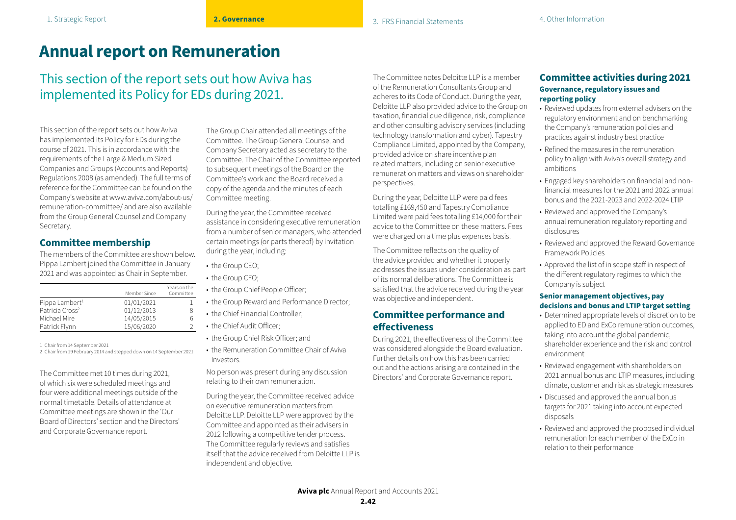# Annual report on Remuneration

## This section of the report sets out how Aviva has implemented its Policy for EDs during 2021.

This section of the report sets out how Aviva has implemented its Policy for EDs during the course of 2021. This is in accordance with the requirements of the Large & Medium Sized Companies and Groups (Accounts and Reports) Regulations 2008 (as amended). The full terms of reference for the Committee can be found on the Company's website at www.aviva.com/about-us/remuneration-committee/ and are also available from the Group General Counsel and Company Secretary.

### Committee membership

The members of the Committee are shown below. Pippa Lambert joined the Committee in January 2021 and was appointed as Chair in September.

| | Member Since | Years on the Committee |
|---|---|---|
| Pippa Lambert[1] | 01/01/2021 | 1 |
| Patricia Cross[2] | 01/12/2013 | 8 |
| Michael Mire | 14/05/2015 | 6 |
| Patrick Flynn | 15/06/2020 | 2 |

1 Chair from 14 September 2021
2 Chair from 19 February 2014 and stepped down on 14 September 2021

The Committee met 10 times during 2021, of which six were scheduled meetings and four were additional meetings outside of the normal timetable. Details of attendance at Committee meetings are shown in the 'Our Board of Directors' section and the Directors' and Corporate Governance report.

The Group Chair attended all meetings of the Committee. The Group General Counsel and Company Secretary acted as secretary to the Committee. The Chair of the Committee reported to subsequent meetings of the Board on the Committee's work and the Board received a copy of the agenda and the minutes of each Committee meeting.

During the year, the Committee received assistance in considering executive remuneration from a number of senior managers, who attended certain meetings (or parts thereof) by invitation during the year, including:

- the Group CEO;
- the Group CFO;
- the Group Chief People Officer;
- the Group Reward and Performance Director;
- the Chief Financial Controller;
- the Chief Audit Officer;
- the Group Chief Risk Officer; and
- the Remuneration Committee Chair of Aviva Investors.

No person was present during any discussion relating to their own remuneration.

During the year, the Committee received advice on executive remuneration matters from Deloitte LLP. Deloitte LLP were approved by the Committee and appointed as their advisers in 2012 following a competitive tender process. The Committee regularly reviews and satisfies itself that the advice received from Deloitte LLP is independent and objective.

The Committee notes Deloitte LLP is a member of the Remuneration Consultants Group and adheres to its Code of Conduct. During the year, Deloitte LLP also provided advice to the Group on taxation, financial due diligence, risk, compliance and other consulting advisory services (including technology transformation and cyber). Tapestry Compliance Limited, appointed by the Company, provided advice on share incentive plan related matters, including on senior executive remuneration matters and views on shareholder perspectives.

During the year, Deloitte LLP were paid fees totalling £169,450 and Tapestry Compliance Limited were paid fees totalling £14,000 for their advice to the Committee on these matters. Fees were charged on a time plus expenses basis.

The Committee reflects on the quality of the advice provided and whether it properly addresses the issues under consideration as part of its normal deliberations. The Committee is satisfied that the advice received during the year was objective and independent.

### Committee performance and effectiveness

During 2021, the effectiveness of the Committee was considered alongside the Board evaluation. Further details on how this has been carried out and the actions arising are contained in the Directors' and Corporate Governance report.

### Committee activities during 2021

#### Governance, regulatory issues and reporting policy

- Reviewed updates from external advisers on the regulatory environment and on benchmarking the Company's remuneration policies and practices against industry best practice
- Refined the measures in the remuneration policy to align with Aviva's overall strategy and ambitions
- Engaged key shareholders on financial and non-financial measures for the 2021 and 2022 annual bonus and the 2021-2023 and 2022-2024 LTIP
- Reviewed and approved the Company's annual remuneration regulatory reporting and disclosures
- Reviewed and approved the Reward Governance Framework Policies
- Approved the list of in scope staff in respect of the different regulatory regimes to which the Company is subject

#### Senior management objectives, pay decisions and bonus and LTIP target setting

- Determined appropriate levels of discretion to be applied to ED and ExCo remuneration outcomes, taking into account the global pandemic, shareholder experience and the risk and control environment
- Reviewed engagement with shareholders on 2021 annual bonus and LTIP measures, including climate, customer and risk as strategic measures
- Discussed and approved the annual bonus targets for 2021 taking into account expected disposals
- Reviewed and approved the proposed individual remuneration for each member of the ExCo in relation to their performance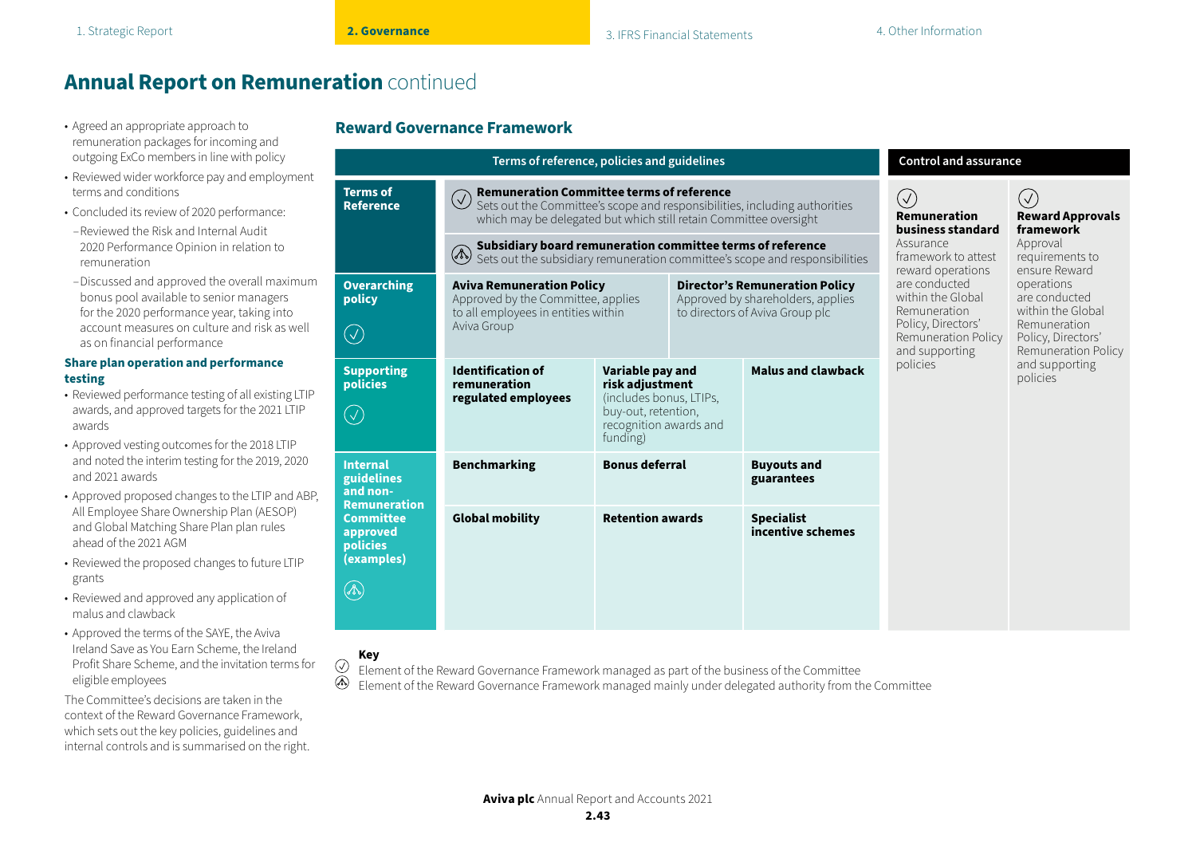# Annual Report on Remuneration continued

- Agreed an appropriate approach to remuneration packages for incoming and outgoing ExCo members in line with policy
- Reviewed wider workforce pay and employment terms and conditions
- Concluded its review of 2020 performance:
  - Reviewed the Risk and Internal Audit 2020 Performance Opinion in relation to remuneration
  - Discussed and approved the overall maximum bonus pool available to senior managers for the 2020 performance year, taking into account measures on culture and risk as well as on financial performance

**Share plan operation and performance testing**

- Reviewed performance testing of all existing LTIP awards, and approved targets for the 2021 LTIP awards
- Approved vesting outcomes for the 2018 LTIP and noted the interim testing for the 2019, 2020 and 2021 awards
- Approved proposed changes to the LTIP and ABP, All Employee Share Ownership Plan (AESOP) and Global Matching Share Plan plan rules ahead of the 2021 AGM
- Reviewed the proposed changes to future LTIP grants
- Reviewed and approved any application of malus and clawback
- Approved the terms of the SAYE, the Aviva Ireland Save as You Earn Scheme, the Ireland Profit Share Scheme, and the invitation terms for eligible employees

The Committee's decisions are taken in the context of the Reward Governance Framework, which sets out the key policies, guidelines and internal controls and is summarised on the right.

## Reward Governance Framework

**Terms of reference, policies and guidelines**

| | | | |
|---|---|---|---|
| **Terms of Reference** | ✓ **Remuneration Committee terms of reference** Sets out the Committee's scope and responsibilities, including authorities which may be delegated but which still retain Committee oversight | | |
| | ⚠ **Subsidiary board remuneration committee terms of reference** Sets out the subsidiary remuneration committee's scope and responsibilities | | |
| **Overarching policy** ✓ | **Aviva Remuneration Policy** Approved by the Committee, applies to all employees in entities within Aviva Group | **Director's Remuneration Policy** Approved by shareholders, applies to directors of Aviva Group plc | |
| **Supporting policies** ✓ | **Identification of remuneration regulated employees** | **Variable pay and risk adjustment** (includes bonus, LTIPs, buy-out, retention, recognition awards and funding) | **Malus and clawback** |
| **Internal guidelines and non-Remuneration Committee approved policies (examples)** ⚠ | **Benchmarking** | **Bonus deferral** | **Buyouts and guarantees** |
| | **Global mobility** | **Retention awards** | **Specialist incentive schemes** |

**Control and assurance**

| ✓ **Remuneration business standard** | ✓ **Reward Approvals framework** |
|---|---|
| Assurance framework to attest reward operations are conducted within the Global Remuneration Policy, Directors' Remuneration Policy and supporting policies | Approval requirements to ensure Reward operations are conducted within the Global Remuneration Policy, Directors' Remuneration Policy and supporting policies |

**Key**

✓ Element of the Reward Governance Framework managed as part of the business of the Committee

⚠ Element of the Reward Governance Framework managed mainly under delegated authority from the Committee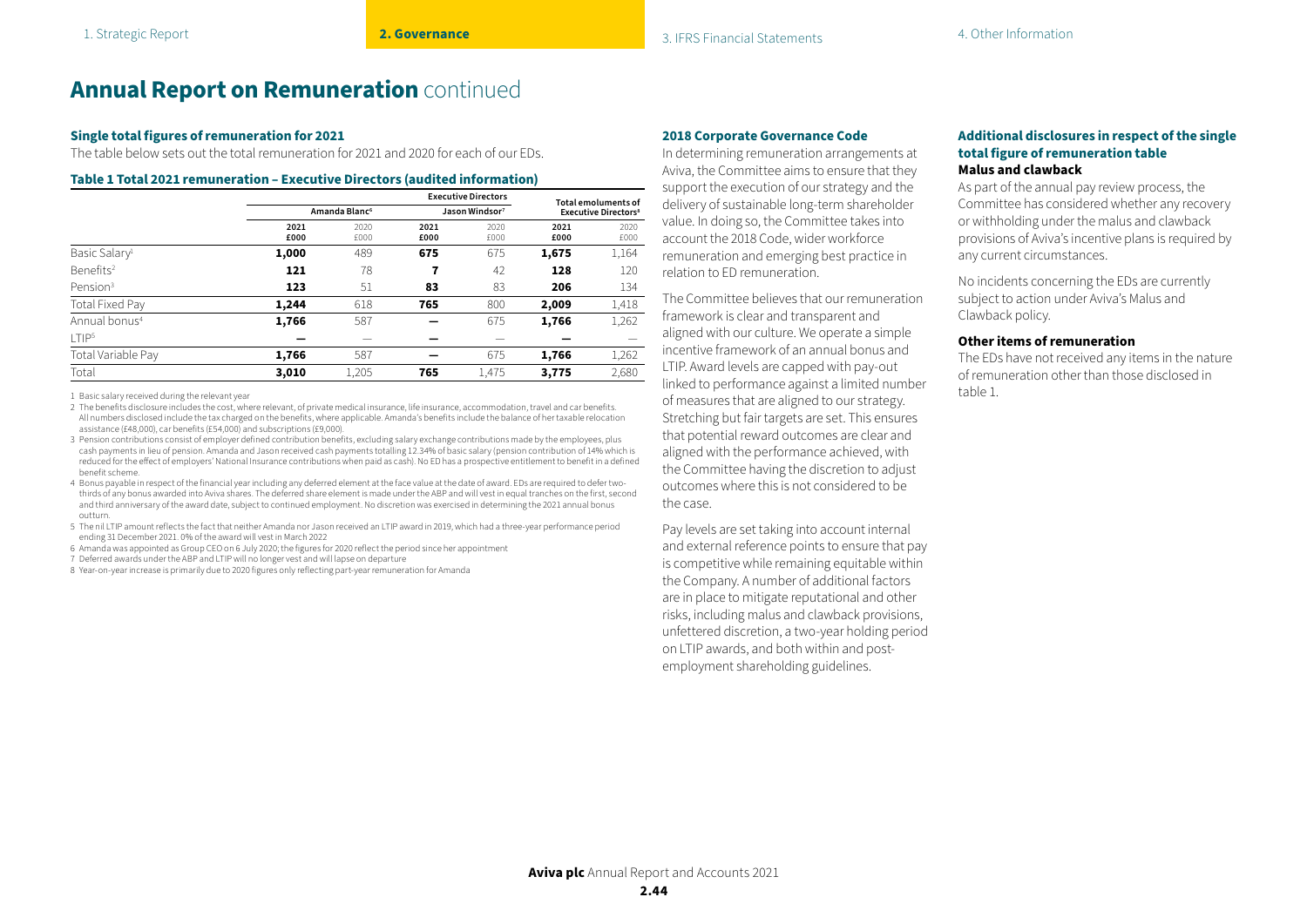# Annual Report on Remuneration continued

### Single total figures of remuneration for 2021

The table below sets out the total remuneration for 2021 and 2020 for each of our EDs.

#### Table 1 Total 2021 remuneration – Executive Directors (audited information)

| | Executive Directors | | | | Total emoluments of Executive Directors[8] | |
|---|---|---|---|---|---|---|
| | Amanda Blanc[6] | | Jason Windsor[7] | | | |
| | **2021 £000** | 2020 £000 | **2021 £000** | 2020 £000 | **2021 £000** | 2020 £000 |
| Basic Salary[1] | **1,000** | 489 | **675** | 675 | **1,675** | 1,164 |
| Benefits[2] | **121** | 78 | **7** | 42 | **128** | 120 |
| Pension[3] | **123** | 51 | **83** | 83 | **206** | 134 |
| Total Fixed Pay | **1,244** | 618 | **765** | 800 | **2,009** | 1,418 |
| Annual bonus[4] | **1,766** | 587 | **—** | 675 | **1,766** | 1,262 |
| LTIP[5] | **—** | — | **—** | — | **—** | — |
| Total Variable Pay | **1,766** | 587 | **—** | 675 | **1,766** | 1,262 |
| Total | **3,010** | 1,205 | **765** | 1,475 | **3,775** | 2,680 |

1 Basic salary received during the relevant year

2 The benefits disclosure includes the cost, where relevant, of private medical insurance, life insurance, accommodation, travel and car benefits. All numbers disclosed include the tax charged on the benefits, where applicable. Amanda's benefits include the balance of her taxable relocation assistance (£48,000), car benefits (£54,000) and subscriptions (£9,000).

3 Pension contributions consist of employer defined contribution benefits, excluding salary exchange contributions made by the employees, plus cash payments in lieu of pension. Amanda and Jason received cash payments totalling 12.34% of basic salary (pension contribution of 14% which is reduced for the effect of employers' National Insurance contributions when paid as cash). No ED has a prospective entitlement to benefit in a defined benefit scheme.

4 Bonus payable in respect of the financial year including any deferred element at the face value at the date of award. EDs are required to defer two-thirds of any bonus awarded into Aviva shares. The deferred share element is made under the ABP and will vest in equal tranches on the first, second and third anniversary of the award date, subject to continued employment. No discretion was exercised in determining the 2021 annual bonus outturn.

5 The nil LTIP amount reflects the fact that neither Amanda nor Jason received an LTIP award in 2019, which had a three-year performance period ending 31 December 2021. 0% of the award will vest in March 2022

6 Amanda was appointed as Group CEO on 6 July 2020; the figures for 2020 reflect the period since her appointment

7 Deferred awards under the ABP and LTIP will no longer vest and will lapse on departure

8 Year-on-year increase is primarily due to 2020 figures only reflecting part-year remuneration for Amanda

### 2018 Corporate Governance Code

In determining remuneration arrangements at Aviva, the Committee aims to ensure that they support the execution of our strategy and the delivery of sustainable long-term shareholder value. In doing so, the Committee takes into account the 2018 Code, wider workforce remuneration and emerging best practice in relation to ED remuneration.

The Committee believes that our remuneration framework is clear and transparent and aligned with our culture. We operate a simple incentive framework of an annual bonus and LTIP. Award levels are capped with pay-out linked to performance against a limited number of measures that are aligned to our strategy. Stretching but fair targets are set. This ensures that potential reward outcomes are clear and aligned with the performance achieved, with the Committee having the discretion to adjust outcomes where this is not considered to be the case.

Pay levels are set taking into account internal and external reference points to ensure that pay is competitive while remaining equitable within the Company. A number of additional factors are in place to mitigate reputational and other risks, including malus and clawback provisions, unfettered discretion, a two-year holding period on LTIP awards, and both within and post-employment shareholding guidelines.

### Additional disclosures in respect of the single total figure of remuneration table

#### Malus and clawback

As part of the annual pay review process, the Committee has considered whether any recovery or withholding under the malus and clawback provisions of Aviva's incentive plans is required by any current circumstances.

No incidents concerning the EDs are currently subject to action under Aviva's Malus and Clawback policy.

#### Other items of remuneration

The EDs have not received any items in the nature of remuneration other than those disclosed in table 1.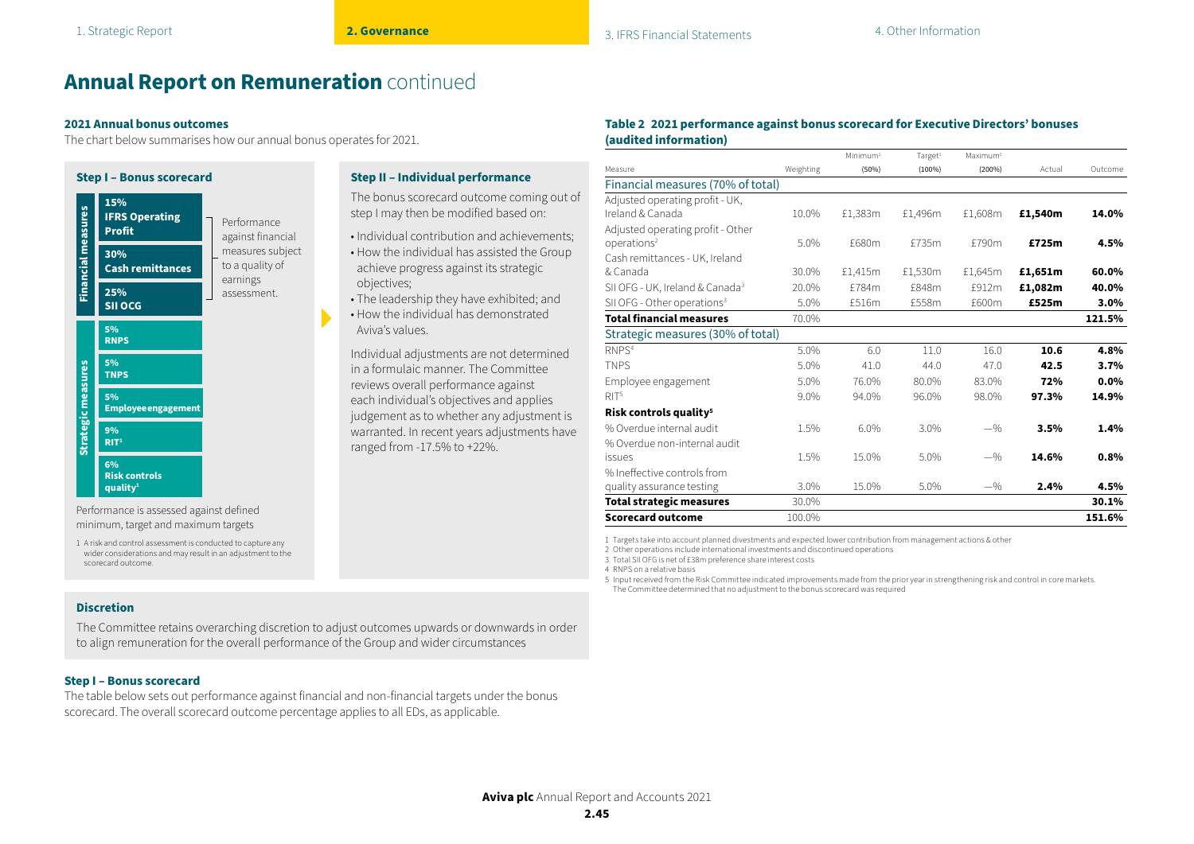# Annual Report on Remuneration continued

### 2021 Annual bonus outcomes

The chart below summarises how our annual bonus operates for 2021.

#### Step I – Bonus scorecard

**Financial measures**

- **15% IFRS Operating Profit**
- **30% Cash remittances**
- **25% SII OCG**

Performance against financial measures subject to a quality of earnings assessment.

**Strategic measures**

- **5% RNPS**
- **5% TNPS**
- **5% Employee engagement**
- **9% RIT**[1]
- **6% Risk controls quality**[1]

Performance is assessed against defined minimum, target and maximum targets

1 A risk and control assessment is conducted to capture any wider considerations and may result in an adjustment to the scorecard outcome.

#### Step II – Individual performance

The bonus scorecard outcome coming out of step I may then be modified based on:

- Individual contribution and achievements;
- How the individual has assisted the Group achieve progress against its strategic objectives;
- The leadership they have exhibited; and
- How the individual has demonstrated Aviva's values.

Individual adjustments are not determined in a formulaic manner. The Committee reviews overall performance against each individual's objectives and applies judgement as to whether any adjustment is warranted. In recent years adjustments have ranged from -17.5% to +22%.

#### Discretion

The Committee retains overarching discretion to adjust outcomes upwards or downwards in order to align remuneration for the overall performance of the Group and wider circumstances

### Step I – Bonus scorecard

The table below sets out performance against financial and non-financial targets under the bonus scorecard. The overall scorecard outcome percentage applies to all EDs, as applicable.

### Table 2 2021 performance against bonus scorecard for Executive Directors' bonuses (audited information)

| Measure | Weighting | Minimum[1] (50%) | Target[1] (100%) | Maximum[1] (200%) | Actual | Outcome |
|---|---|---|---|---|---|---|
| **Financial measures (70% of total)** | | | | | | |
| Adjusted operating profit - UK, Ireland & Canada | 10.0% | £1,383m | £1,496m | £1,608m | **£1,540m** | **14.0%** |
| Adjusted operating profit - Other operations[2] | 5.0% | £680m | £735m | £790m | **£725m** | **4.5%** |
| Cash remittances - UK, Ireland & Canada | 30.0% | £1,415m | £1,530m | £1,645m | **£1,651m** | **60.0%** |
| SII OFG - UK, Ireland & Canada[3] | 20.0% | £784m | £848m | £912m | **£1,082m** | **40.0%** |
| SII OFG - Other operations[3] | 5.0% | £516m | £558m | £600m | **£525m** | **3.0%** |
| **Total financial measures** | 70.0% | | | | | **121.5%** |
| **Strategic measures (30% of total)** | | | | | | |
| RNPS[4] | 5.0% | 6.0 | 11.0 | 16.0 | **10.6** | **4.8%** |
| TNPS | 5.0% | 41.0 | 44.0 | 47.0 | **42.5** | **3.7%** |
| Employee engagement | 5.0% | 76.0% | 80.0% | 83.0% | **72%** | **0.0%** |
| RIT[5] | 9.0% | 94.0% | 96.0% | 98.0% | **97.3%** | **14.9%** |
| **Risk controls quality**[5] | | | | | | |
| % Overdue internal audit | 1.5% | 6.0% | 3.0% | —% | **3.5%** | **1.4%** |
| % Overdue non-internal audit issues | 1.5% | 15.0% | 5.0% | —% | **14.6%** | **0.8%** |
| % Ineffective controls from quality assurance testing | 3.0% | 15.0% | 5.0% | —% | **2.4%** | **4.5%** |
| **Total strategic measures** | 30.0% | | | | | **30.1%** |
| **Scorecard outcome** | 100.0% | | | | | **151.6%** |

1 Targets take into account planned divestments and expected lower contribution from management actions & other
2 Other operations include international investments and discontinued operations
3 Total SII OFG is net of £38m preference share interest costs
4 RNPS on a relative basis
5 Input received from the Risk Committee indicated improvements made from the prior year in strengthening risk and control in core markets. The Committee determined that no adjustment to the bonus scorecard was required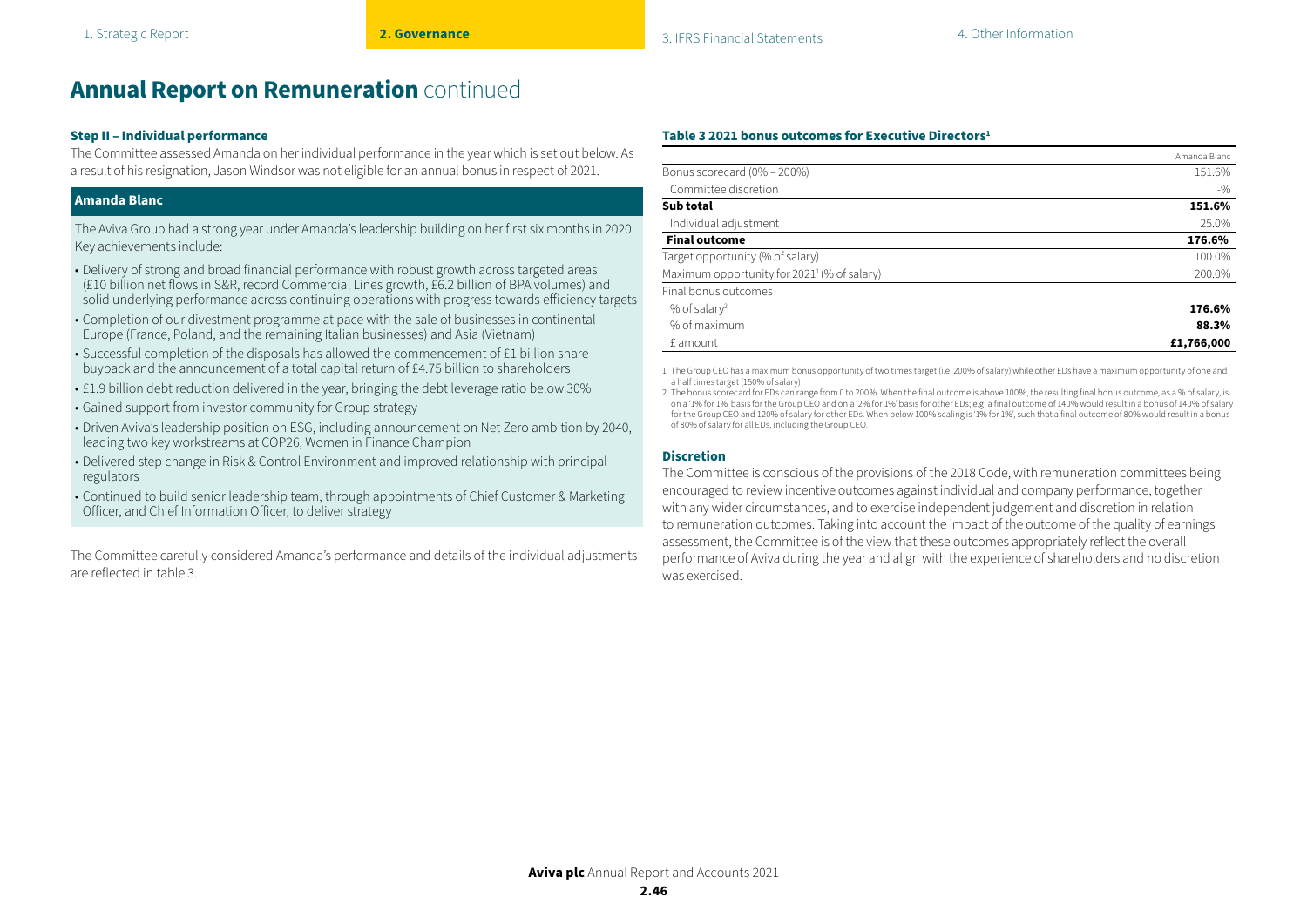# Annual Report on Remuneration continued

### Step II – Individual performance

The Committee assessed Amanda on her individual performance in the year which is set out below. As a result of his resignation, Jason Windsor was not eligible for an annual bonus in respect of 2021.

**Amanda Blanc**

The Aviva Group had a strong year under Amanda's leadership building on her first six months in 2020. Key achievements include:

- Delivery of strong and broad financial performance with robust growth across targeted areas (£10 billion net flows in S&R, record Commercial Lines growth, £6.2 billion of BPA volumes) and solid underlying performance across continuing operations with progress towards efficiency targets
- Completion of our divestment programme at pace with the sale of businesses in continental Europe (France, Poland, and the remaining Italian businesses) and Asia (Vietnam)
- Successful completion of the disposals has allowed the commencement of £1 billion share buyback and the announcement of a total capital return of £4.75 billion to shareholders
- £1.9 billion debt reduction delivered in the year, bringing the debt leverage ratio below 30%
- Gained support from investor community for Group strategy
- Driven Aviva's leadership position on ESG, including announcement on Net Zero ambition by 2040, leading two key workstreams at COP26, Women in Finance Champion
- Delivered step change in Risk & Control Environment and improved relationship with principal regulators
- Continued to build senior leadership team, through appointments of Chief Customer & Marketing Officer, and Chief Information Officer, to deliver strategy

The Committee carefully considered Amanda's performance and details of the individual adjustments are reflected in table 3.

### Table 3 2021 bonus outcomes for Executive Directors[1]

| | Amanda Blanc |
|---|---|
| Bonus scorecard (0% – 200%) | 151.6% |
| Committee discretion | -% |
| **Sub total** | **151.6%** |
| Individual adjustment | 25.0% |
| **Final outcome** | **176.6%** |
| Target opportunity (% of salary) | 100.0% |
| Maximum opportunity for 2021[1] (% of salary) | 200.0% |
| Final bonus outcomes | |
| % of salary[2] | **176.6%** |
| % of maximum | **88.3%** |
| £ amount | **£1,766,000** |

1 The Group CEO has a maximum bonus opportunity of two times target (i.e. 200% of salary) while other EDs have a maximum opportunity of one and a half times target (150% of salary)

2 The bonus scorecard for EDs can range from 0 to 200%. When the final outcome is above 100%, the resulting final bonus outcome, as a % of salary, is on a '1% for 1%' basis for the Group CEO and on a '2% for 1%' basis for other EDs; e.g. a final outcome of 140% would result in a bonus of 140% of salary for the Group CEO and 120% of salary for other EDs. When below 100% scaling is '1% for 1%', such that a final outcome of 80% would result in a bonus of 80% of salary for all EDs, including the Group CEO.

### Discretion

The Committee is conscious of the provisions of the 2018 Code, with remuneration committees being encouraged to review incentive outcomes against individual and company performance, together with any wider circumstances, and to exercise independent judgement and discretion in relation to remuneration outcomes. Taking into account the impact of the outcome of the quality of earnings assessment, the Committee is of the view that these outcomes appropriately reflect the overall performance of Aviva during the year and align with the experience of shareholders and no discretion was exercised.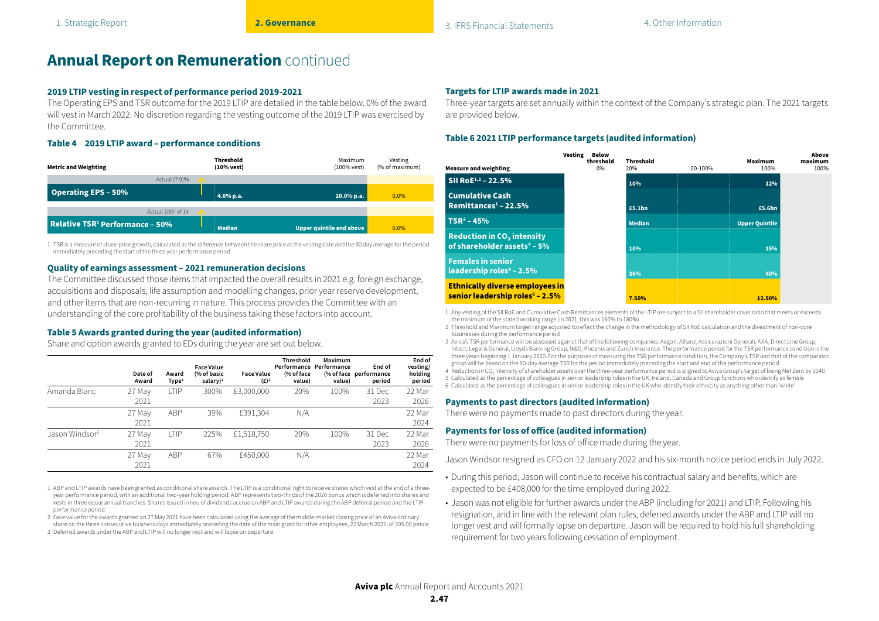# Annual Report on Remuneration continued

### 2019 LTIP vesting in respect of performance period 2019-2021

The Operating EPS and TSR outcome for the 2019 LTIP are detailed in the table below. 0% of the award will vest in March 2022. No discretion regarding the vesting outcome of the 2019 LTIP was exercised by the Committee.

### Table 4 2019 LTIP award – performance conditions

| Metric and Weighting | Actual | Threshold (10% vest) | Maximum (100% vest) | Vesting (% of maximum) |
|---|---|---|---|---|
| Operating EPS – 50% | (7.9)% | 4.0% p.a. | 10.0% p.a. | 0.0% |
| Relative TSR[1] Performance – 50% | 10th of 14 | Median | Upper quintile and above | 0.0% |

1 TSR is a measure of share price growth, calculated as the difference between the share price at the vesting date and the 90 day average for the period immediately preceding the start of the three year performance period.

### Quality of earnings assessment – 2021 remuneration decisions

The Committee discussed those items that impacted the overall results in 2021 e.g. foreign exchange, acquisitions and disposals, life assumption and modelling changes, prior year reserve development, and other items that are non-recurring in nature. This process provides the Committee with an understanding of the core profitability of the business taking these factors into account.

### Table 5 Awards granted during the year (audited information)

Share and option awards granted to EDs during the year are set out below.

| | Date of Award | Award Type[1] | Face Value (% of basic salary)[2] | Face Value (£)[2] | Threshold Performance (% of face value) | Maximum Performance (% of face value) | End of performance period | End of vesting/ holding period |
|---|---|---|---|---|---|---|---|---|
| Amanda Blanc | 27 May 2021 | LTIP | 300% | £3,000,000 | 20% | 100% | 31 Dec 2023 | 22 Mar 2026 |
| | 27 May 2021 | ABP | 39% | £391,304 | N/A | | | 22 Mar 2024 |
| Jason Windsor[3] | 27 May 2021 | LTIP | 225% | £1,518,750 | 20% | 100% | 31 Dec 2023 | 22 Mar 2026 |
| | 27 May 2021 | ABP | 67% | £450,000 | N/A | | | 22 Mar 2024 |

1 ABP and LTIP awards have been granted as conditional share awards. The LTIP is a conditional right to receive shares which vest at the end of a three-year performance period, with an additional two-year holding period. ABP represents two-thirds of the 2020 bonus which is deferred into shares and vests in three equal annual tranches. Shares issued in lieu of dividends accrue on ABP and LTIP awards during the ABP deferral period and the LTIP performance period.

2 Face value for the awards granted on 27 May 2021 have been calculated using the average of the middle-market closing price of an Aviva ordinary share on the three consecutive business days immediately preceding the date of the main grant for other employees, 22 March 2021, of 395.00 pence

3 Deferred awards under the ABP and LTIP will no longer vest and will lapse on departure

### Targets for LTIP awards made in 2021

Three-year targets are set annually within the context of the Company's strategic plan. The 2021 targets are provided below.

### Table 6 2021 LTIP performance targets (audited information)

| Measure and weighting | Below threshold (Vesting 0%) | Threshold (20%) | 20-100% | Maximum (100%) | Above maximum (100%) |
|---|---|---|---|---|---|
| SII RoE[1,2] – 22.5% | | 10% | | 12% | |
| Cumulative Cash Remittances[1] – 22.5% | | £5.1bn | | £5.6bn | |
| TSR[3] – 45% | | Median | | Upper Quintile | |
| Reduction in $CO_2$ intensity of shareholder assets[4] – 5% | | 10% | | 15% | |
| Females in senior leadership roles[5] – 2.5% | | 36% | | 40% | |
| Ethnically diverse employees in senior leadership roles[6] – 2.5% | | 7.50% | | 12.50% | |

1 Any vesting of the SII RoE and Cumulative Cash Remittances elements of the LTIP are subject to a SII shareholder cover ratio that meets or exceeds the minimum of the stated working range (in 2021, this was 160% to 180%)

2 Threshold and Maximum target range adjusted to reflect the change in the methodology of SII RoE calculation and the divestment of non-core businesses during the performance period

3 Aviva's TSR performance will be assessed against that of the following companies: Aegon, Allianz, Assicurazioni Generali, AXA, Direct Line Group, Intact, Legal & General, Lloyds Banking Group, M&G, Phoenix and Zurich Insurance. The performance period for the TSR performance condition is the three years beginning 1 January 2020. For the purposes of measuring the TSR performance condition, the Company's TSR and that of the comparator group will be based on the 90-day average TSR for the period immediately preceding the start and end of the performance period.

4 Reduction in $CO_2$ intensity of shareholder assets over the three-year performance period is aligned to Aviva Group's target of being Net Zero by 2040.

5 Calculated as the percentage of colleagues in senior leadership roles in the UK, Ireland, Canada and Group functions who identify as female

6 Calculated as the percentage of colleagues in senior leadership roles in the UK who identify their ethnicity as anything other than 'white'

### Payments to past directors (audited information)

There were no payments made to past directors during the year.

### Payments for loss of office (audited information)

There were no payments for loss of office made during the year.

Jason Windsor resigned as CFO on 12 January 2022 and his six-month notice period ends in July 2022.

- During this period, Jason will continue to receive his contractual salary and benefits, which are expected to be £408,000 for the time employed during 2022.
- Jason was not eligible for further awards under the ABP (including for 2021) and LTIP. Following his resignation, and in line with the relevant plan rules, deferred awards under the ABP and LTIP will no longer vest and will formally lapse on departure. Jason will be required to hold his full shareholding requirement for two years following cessation of employment.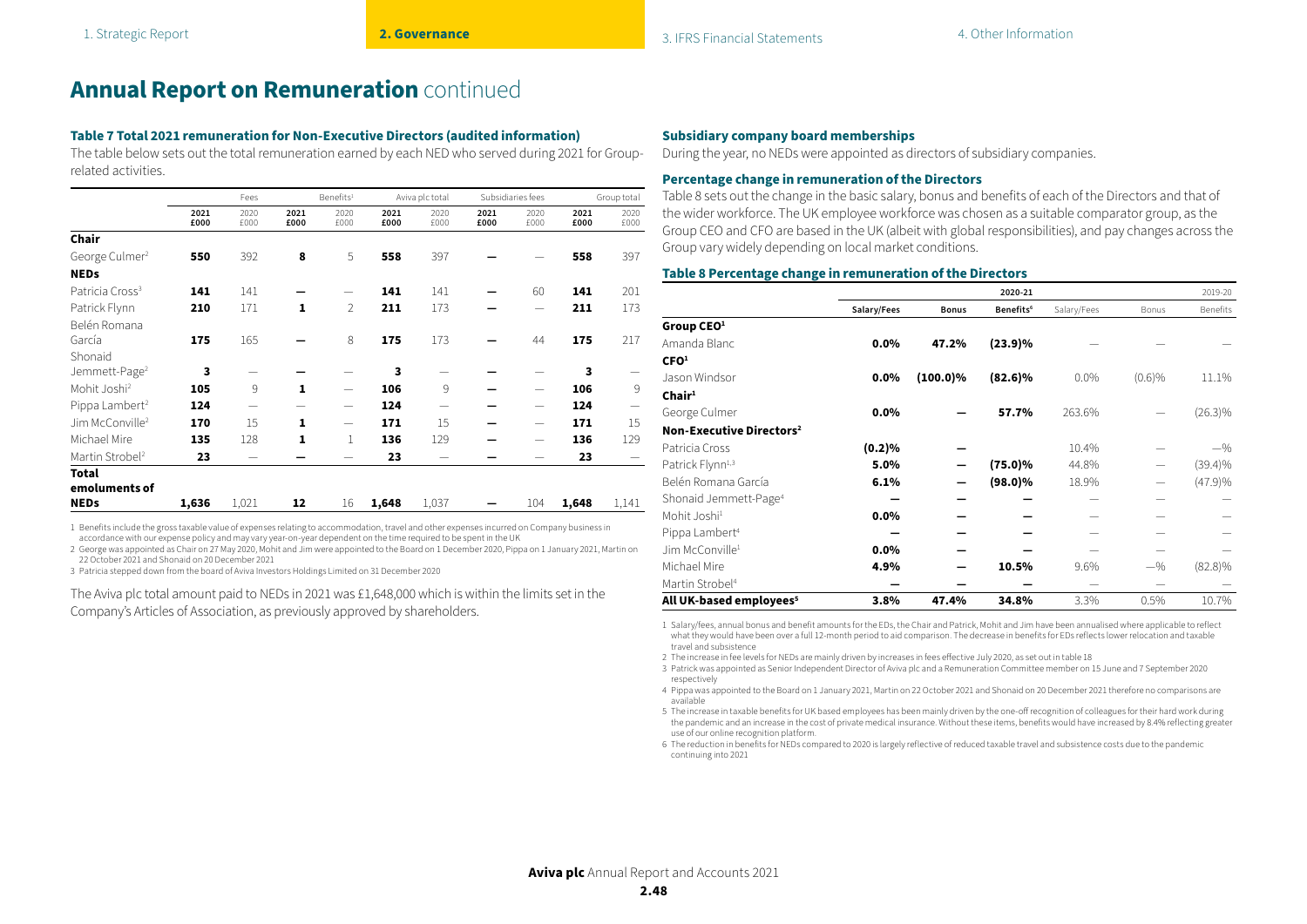# Annual Report on Remuneration continued

### Table 7 Total 2021 remuneration for Non-Executive Directors (audited information)

The table below sets out the total remuneration earned by each NED who served during 2021 for Group-related activities.

| | Fees | | Benefits[1] | | Aviva plc total | | Subsidiaries fees | | Group total | |
|---|---|---|---|---|---|---|---|---|---|---|
| | **2021 £000** | 2020 £000 | **2021 £000** | 2020 £000 | **2021 £000** | 2020 £000 | **2021 £000** | 2020 £000 | **2021 £000** | 2020 £000 |
| **Chair** | | | | | | | | | | |
| George Culmer[2] | **550** | 392 | **8** | 5 | **558** | 397 | **—** | — | **558** | 397 |
| **NEDs** | | | | | | | | | | |
| Patricia Cross[3] | **141** | 141 | **—** | — | **141** | 141 | **—** | 60 | **141** | 201 |
| Patrick Flynn | **210** | 171 | **1** | 2 | **211** | 173 | **—** | — | **211** | 173 |
| Belén Romana García | **175** | 165 | **—** | 8 | **175** | 173 | **—** | 44 | **175** | 217 |
| Shonaid Jemmett-Page[2] | **3** | — | **—** | — | **3** | — | **—** | — | **3** | — |
| Mohit Joshi[2] | **105** | 9 | **1** | — | **106** | 9 | **—** | — | **106** | 9 |
| Pippa Lambert[2] | **124** | — | — | — | **124** | — | **—** | — | **124** | — |
| Jim McConville[2] | **170** | 15 | **1** | — | **171** | 15 | **—** | — | **171** | 15 |
| Michael Mire | **135** | 128 | **1** | 1 | **136** | 129 | **—** | — | **136** | 129 |
| Martin Strobel[2] | **23** | — | **—** | — | **23** | — | **—** | — | **23** | — |
| **Total emoluments of NEDs** | **1,636** | 1,021 | **12** | 16 | **1,648** | 1,037 | **—** | 104 | **1,648** | 1,141 |

1 Benefits include the gross taxable value of expenses relating to accommodation, travel and other expenses incurred on Company business in accordance with our expense policy and may vary year-on-year dependent on the time required to be spent in the UK

2 George was appointed as Chair on 27 May 2020, Mohit and Jim were appointed to the Board on 1 December 2020, Pippa on 1 January 2021, Martin on 22 October 2021 and Shonaid on 20 December 2021

3 Patricia stepped down from the board of Aviva Investors Holdings Limited on 31 December 2020

The Aviva plc total amount paid to NEDs in 2021 was £1,648,000 which is within the limits set in the Company's Articles of Association, as previously approved by shareholders.

### Subsidiary company board memberships

During the year, no NEDs were appointed as directors of subsidiary companies.

### Percentage change in remuneration of the Directors

Table 8 sets out the change in the basic salary, bonus and benefits of each of the Directors and that of the wider workforce. The UK employee workforce was chosen as a suitable comparator group, as the Group CEO and CFO are based in the UK (albeit with global responsibilities), and pay changes across the Group vary widely depending on local market conditions.

### Table 8 Percentage change in remuneration of the Directors

| | 2020-21 | | | 2019-20 | | |
|---|---|---|---|---|---|---|
| | **Salary/Fees** | **Bonus** | **Benefits[6]** | Salary/Fees | Bonus | Benefits |
| **Group CEO[1]** | | | | | | |
| Amanda Blanc | **0.0%** | **47.2%** | **(23.9)%** | — | — | — |
| **CFO[1]** | | | | | | |
| Jason Windsor | **0.0%** | **(100.0)%** | **(82.6)%** | 0.0% | (0.6)% | 11.1% |
| **Chair[1]** | | | | | | |
| George Culmer | **0.0%** | **—** | **57.7%** | 263.6% | — | (26.3)% |
| **Non-Executive Directors[2]** | | | | | | |
| Patricia Cross | **(0.2)%** | **—** | | 10.4% | — | —% |
| Patrick Flynn[1,3] | **5.0%** | **—** | **(75.0)%** | 44.8% | — | (39.4)% |
| Belén Romana García | **6.1%** | **—** | **(98.0)%** | 18.9% | — | (47.9)% |
| Shonaid Jemmett-Page[4] | **—** | **—** | **—** | — | — | — |
| Mohit Joshi[1] | **0.0%** | **—** | **—** | — | — | — |
| Pippa Lambert[4] | **—** | **—** | **—** | — | — | — |
| Jim McConville[1] | **0.0%** | **—** | **—** | — | — | — |
| Michael Mire | **4.9%** | **—** | **10.5%** | 9.6% | —% | (82.8)% |
| Martin Strobel[4] | **—** | **—** | **—** | — | — | — |
| **All UK-based employees[5]** | **3.8%** | **47.4%** | **34.8%** | 3.3% | 0.5% | 10.7% |

1 Salary/fees, annual bonus and benefit amounts for the EDs, the Chair and Patrick, Mohit and Jim have been annualised where applicable to reflect what they would have been over a full 12-month period to aid comparison. The decrease in benefits for EDs reflects lower relocation and taxable travel and subsistence

2 The increase in fee levels for NEDs are mainly driven by increases in fees effective July 2020, as set out in table 18

3 Patrick was appointed as Senior Independent Director of Aviva plc and a Remuneration Committee member on 15 June and 7 September 2020 respectively

4 Pippa was appointed to the Board on 1 January 2021, Martin on 22 October 2021 and Shonaid on 20 December 2021 therefore no comparisons are available

5 The increase in taxable benefits for UK based employees has been mainly driven by the one-off recognition of colleagues for their hard work during the pandemic and an increase in the cost of private medical insurance. Without these items, benefits would have increased by 8.4% reflecting greater use of our online recognition platform.

6 The reduction in benefits for NEDs compared to 2020 is largely reflective of reduced taxable travel and subsistence costs due to the pandemic continuing into 2021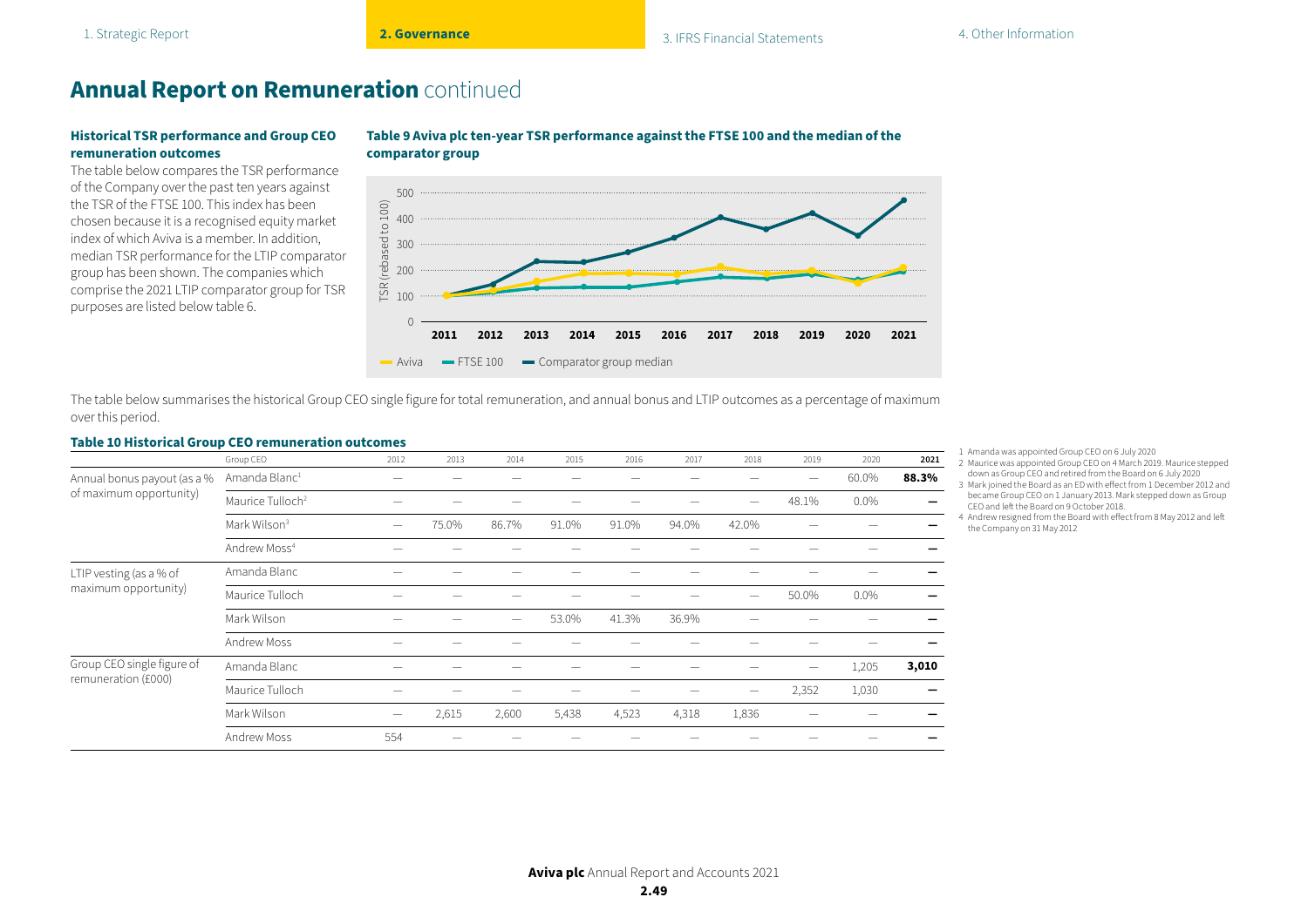# Annual Report on Remuneration continued

### Historical TSR performance and Group CEO remuneration outcomes

The table below compares the TSR performance of the Company over the past ten years against the TSR of the FTSE 100. This index has been chosen because it is a recognised equity market index of which Aviva is a member. In addition, median TSR performance for the LTIP comparator group has been shown. The companies which comprise the 2021 LTIP comparator group for TSR purposes are listed below table 6.

### Table 9 Aviva plc ten-year TSR performance against the FTSE 100 and the median of the comparator group

TSR (rebased to 100)

Aviva — FTSE 100 — Comparator group median

The table below summarises the historical Group CEO single figure for total remuneration, and annual bonus and LTIP outcomes as a percentage of maximum over this period.

### Table 10 Historical Group CEO remuneration outcomes

| | Group CEO | 2012 | 2013 | 2014 | 2015 | 2016 | 2017 | 2018 | 2019 | 2020 | **2021** |
|---|---|---|---|---|---|---|---|---|---|---|---|
| Annual bonus payout (as a % of maximum opportunity) | Amanda Blanc[1] | — | — | — | — | — | — | — | — | 60.0% | **88.3%** |
| | Maurice Tulloch[2] | — | — | — | — | — | — | — | 48.1% | 0.0% | **—** |
| | Mark Wilson[3] | — | 75.0% | 86.7% | 91.0% | 91.0% | 94.0% | 42.0% | — | — | **—** |
| | Andrew Moss[4] | — | — | — | — | — | — | — | — | — | **—** |
| LTIP vesting (as a % of maximum opportunity) | Amanda Blanc | — | — | — | — | — | — | — | — | — | **—** |
| | Maurice Tulloch | — | — | — | — | — | — | — | 50.0% | 0.0% | **—** |
| | Mark Wilson | — | — | — | 53.0% | 41.3% | 36.9% | — | — | — | **—** |
| | Andrew Moss | — | — | — | — | — | — | — | — | — | **—** |
| Group CEO single figure of remuneration (£000) | Amanda Blanc | — | — | — | — | — | — | — | — | 1,205 | **3,010** |
| | Maurice Tulloch | — | — | — | — | — | — | — | 2,352 | 1,030 | **—** |
| | Mark Wilson | — | 2,615 | 2,600 | 5,438 | 4,523 | 4,318 | 1,836 | — | — | **—** |
| | Andrew Moss | 554 | — | — | — | — | — | — | — | — | **—** |

1 Amanda was appointed Group CEO on 6 July 2020
2 Maurice was appointed Group CEO on 4 March 2019. Maurice stepped down as Group CEO and retired from the Board on 6 July 2020
3 Mark joined the Board as an ED with effect from 1 December 2012 and became Group CEO on 1 January 2013. Mark stepped down as Group CEO and left the Board on 9 October 2018.
4 Andrew resigned from the Board with effect from 8 May 2012 and left the Company on 31 May 2012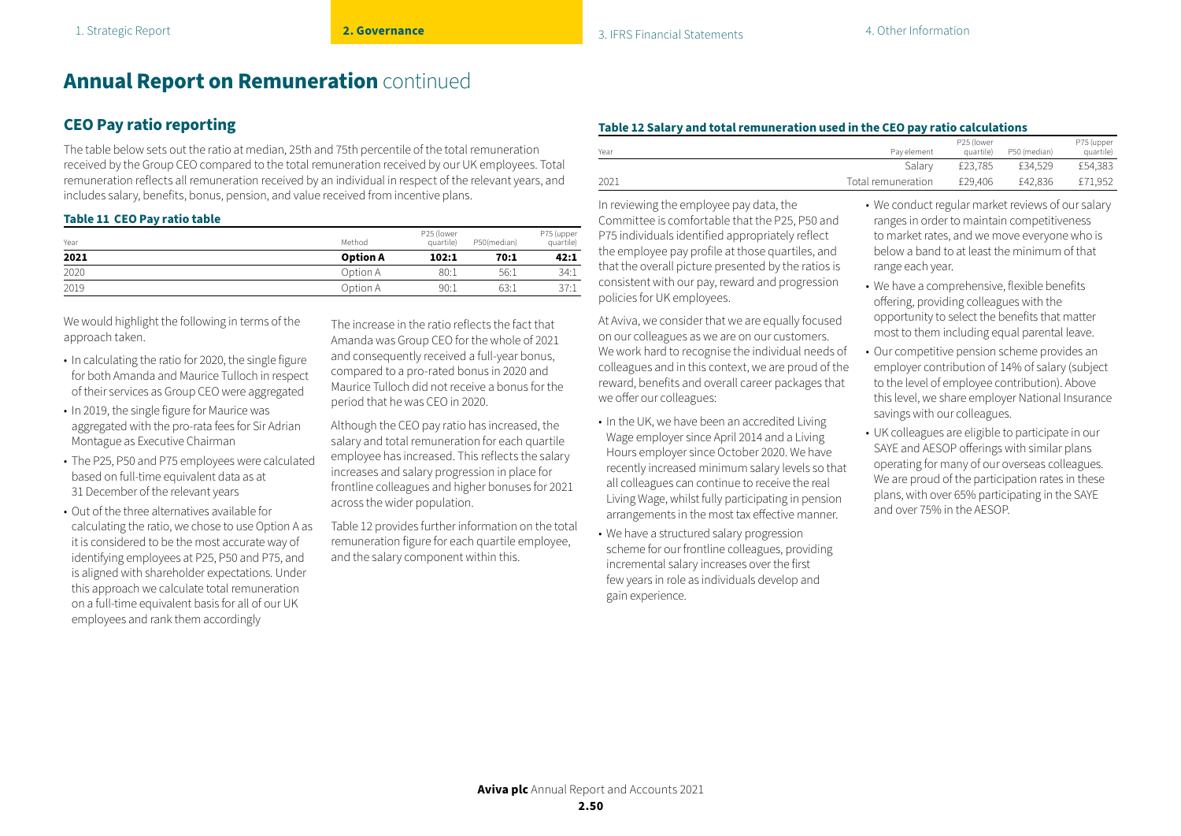# Annual Report on Remuneration continued

## CEO Pay ratio reporting

The table below sets out the ratio at median, 25th and 75th percentile of the total remuneration received by the Group CEO compared to the total remuneration received by our UK employees. Total remuneration reflects all remuneration received by an individual in respect of the relevant years, and includes salary, benefits, bonus, pension, and value received from incentive plans.

**Table 11 CEO Pay ratio table**

| Year | Method | P25 (lower quartile) | P50(median) | P75 (upper quartile) |
|---|---|---|---|---|
| **2021** | **Option A** | **102:1** | **70:1** | **42:1** |
| 2020 | Option A | 80:1 | 56:1 | 34:1 |
| 2019 | Option A | 90:1 | 63:1 | 37:1 |

We would highlight the following in terms of the approach taken.

- In calculating the ratio for 2020, the single figure for both Amanda and Maurice Tulloch in respect of their services as Group CEO were aggregated
- In 2019, the single figure for Maurice was aggregated with the pro-rata fees for Sir Adrian Montague as Executive Chairman
- The P25, P50 and P75 employees were calculated based on full-time equivalent data as at 31 December of the relevant years
- Out of the three alternatives available for calculating the ratio, we chose to use Option A as it is considered to be the most accurate way of identifying employees at P25, P50 and P75, and is aligned with shareholder expectations. Under this approach we calculate total remuneration on a full-time equivalent basis for all of our UK employees and rank them accordingly

The increase in the ratio reflects the fact that Amanda was Group CEO for the whole of 2021 and consequently received a full-year bonus, compared to a pro-rated bonus in 2020 and Maurice Tulloch did not receive a bonus for the period that he was CEO in 2020.

Although the CEO pay ratio has increased, the salary and total remuneration for each quartile employee has increased. This reflects the salary increases and salary progression in place for frontline colleagues and higher bonuses for 2021 across the wider population.

Table 12 provides further information on the total remuneration figure for each quartile employee, and the salary component within this.

**Table 12 Salary and total remuneration used in the CEO pay ratio calculations**

| Year | Pay element | P25 (lower quartile) | P50 (median) | P75 (upper quartile) |
|---|---|---|---|---|
| 2021 | Salary | £23,785 | £34,529 | £54,383 |
| | Total remuneration | £29,406 | £42,836 | £71,952 |

In reviewing the employee pay data, the Committee is comfortable that the P25, P50 and P75 individuals identified appropriately reflect the employee pay profile at those quartiles, and that the overall picture presented by the ratios is consistent with our pay, reward and progression policies for UK employees.

At Aviva, we consider that we are equally focused on our colleagues as we are on our customers. We work hard to recognise the individual needs of colleagues and in this context, we are proud of the reward, benefits and overall career packages that we offer our colleagues:

- In the UK, we have been an accredited Living Wage employer since April 2014 and a Living Hours employer since October 2020. We have recently increased minimum salary levels so that all colleagues can continue to receive the real Living Wage, whilst fully participating in pension arrangements in the most tax effective manner.
- We have a structured salary progression scheme for our frontline colleagues, providing incremental salary increases over the first few years in role as individuals develop and gain experience.
- We conduct regular market reviews of our salary ranges in order to maintain competitiveness to market rates, and we move everyone who is below a band to at least the minimum of that range each year.
- We have a comprehensive, flexible benefits offering, providing colleagues with the opportunity to select the benefits that matter most to them including equal parental leave.
- Our competitive pension scheme provides an employer contribution of 14% of salary (subject to the level of employee contribution). Above this level, we share employer National Insurance savings with our colleagues.
- UK colleagues are eligible to participate in our SAYE and AESOP offerings with similar plans operating for many of our overseas colleagues. We are proud of the participation rates in these plans, with over 65% participating in the SAYE and over 75% in the AESOP.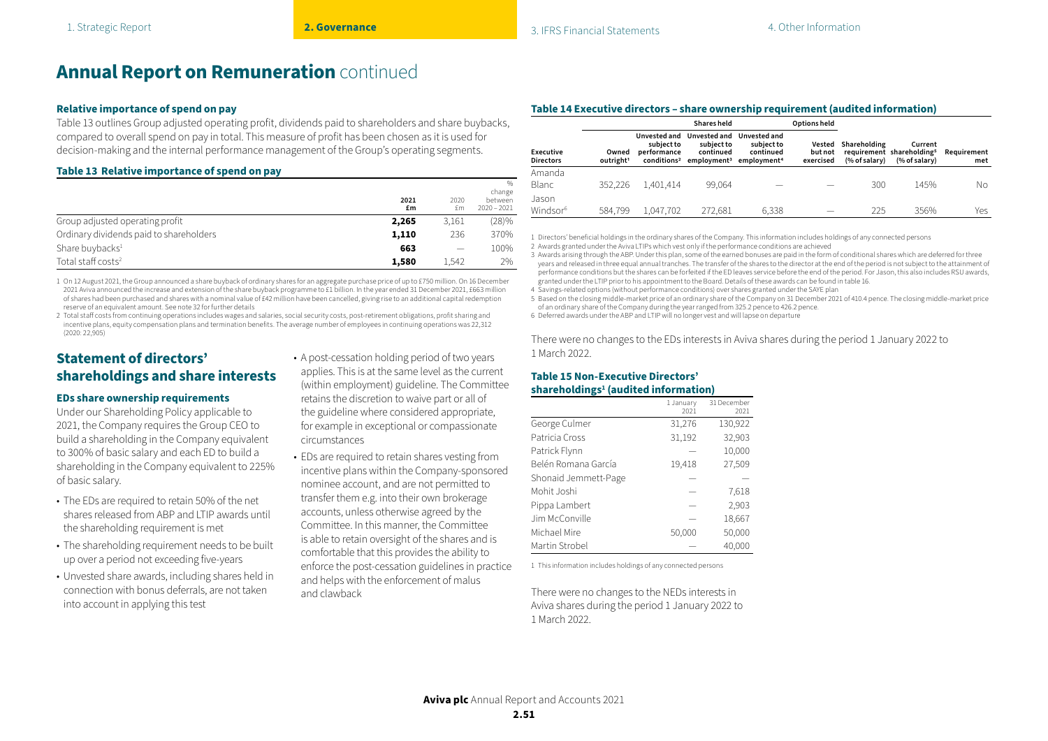# Annual Report on Remuneration continued

### Relative importance of spend on pay

Table 13 outlines Group adjusted operating profit, dividends paid to shareholders and share buybacks, compared to overall spend on pay in total. This measure of profit has been chosen as it is used for decision-making and the internal performance management of the Group's operating segments.

#### Table 13 Relative importance of spend on pay

| | 2021 £m | 2020 £m | % change between 2020 – 2021 |
|---|---|---|---|
| Group adjusted operating profit | **2,265** | 3,161 | (28)% |
| Ordinary dividends paid to shareholders | **1,110** | 236 | 370% |
| Share buybacks[1] | **663** | — | 100% |
| Total staff costs[2] | **1,580** | 1,542 | 2% |

1 On 12 August 2021, the Group announced a share buyback of ordinary shares for an aggregate purchase price of up to £750 million. On 16 December 2021 Aviva announced the increase and extension of the share buyback programme to £1 billion. In the year ended 31 December 2021, £663 million of shares had been purchased and shares with a nominal value of £42 million have been cancelled, giving rise to an additional capital redemption reserve of an equivalent amount. See note 32 for further details

2 Total staff costs from continuing operations includes wages and salaries, social security costs, post-retirement obligations, profit sharing and incentive plans, equity compensation plans and termination benefits. The average number of employees in continuing operations was 22,312 (2020: 22,905)

## Statement of directors' shareholdings and share interests

### EDs share ownership requirements

Under our Shareholding Policy applicable to 2021, the Company requires the Group CEO to build a shareholding in the Company equivalent to 300% of basic salary and each ED to build a shareholding in the Company equivalent to 225% of basic salary.

- The EDs are required to retain 50% of the net shares released from ABP and LTIP awards until the shareholding requirement is met
- The shareholding requirement needs to be built up over a period not exceeding five-years
- Unvested share awards, including shares held in connection with bonus deferrals, are not taken into account in applying this test
- A post-cessation holding period of two years applies. This is at the same level as the current (within employment) guideline. The Committee retains the discretion to waive part or all of the guideline where considered appropriate, for example in exceptional or compassionate circumstances
- EDs are required to retain shares vesting from incentive plans within the Company-sponsored nominee account, and are not permitted to transfer them e.g. into their own brokerage accounts, unless otherwise agreed by the Committee. In this manner, the Committee is able to retain oversight of the shares and is comfortable that this provides the ability to enforce the post-cessation guidelines in practice and helps with the enforcement of malus and clawback

#### Table 14 Executive directors – share ownership requirement (audited information)

| | Shares held | | | | Options held | | | |
|---|---|---|---|---|---|---|---|---|
| Executive Directors | Owned outright[1] | Unvested and subject to performance conditions[2] | Unvested and subject to continued employment[3] | Unvested and subject to continued employment[4] | Vested but not exercised | Shareholding requirement (% of salary) | Current shareholding[5] (% of salary) | Requirement met |
| Amanda Blanc | 352,226 | 1,401,414 | 99,064 | — | — | 300 | 145% | No |
| Jason Windsor[6] | 584,799 | 1,047,702 | 272,681 | 6,338 | — | 225 | 356% | Yes |

1 Directors' beneficial holdings in the ordinary shares of the Company. This information includes holdings of any connected persons

2 Awards granted under the Aviva LTIPs which vest only if the performance conditions are achieved

3 Awards arising through the ABP. Under this plan, some of the earned bonuses are paid in the form of conditional shares which are deferred for three years and released in three equal annual tranches. The transfer of the shares to the director at the end of the period is not subject to the attainment of performance conditions but the shares can be forfeited if the ED leaves service before the end of the period. For Jason, this also includes RSU awards, granted under the LTIP prior to his appointment to the Board. Details of these awards can be found in table 16.

4 Savings-related options (without performance conditions) over shares granted under the SAYE plan

5 Based on the closing middle-market price of an ordinary share of the Company on 31 December 2021 of 410.4 pence. The closing middle-market price of an ordinary share of the Company during the year ranged from 325.2 pence to 426.2 pence.

6 Deferred awards under the ABP and LTIP will no longer vest and will lapse on departure

There were no changes to the EDs interests in Aviva shares during the period 1 January 2022 to 1 March 2022.

#### Table 15 Non-Executive Directors' shareholdings[1] (audited information)

| | 1 January 2021 | 31 December 2021 |
|---|---|---|
| George Culmer | 31,276 | 130,922 |
| Patricia Cross | 31,192 | 32,903 |
| Patrick Flynn | — | 10,000 |
| Belén Romana García | 19,418 | 27,509 |
| Shonaid Jemmett-Page | — | — |
| Mohit Joshi | — | 7,618 |
| Pippa Lambert | — | 2,903 |
| Jim McConville | — | 18,667 |
| Michael Mire | 50,000 | 50,000 |
| Martin Strobel | — | 40,000 |

1 This information includes holdings of any connected persons

There were no changes to the NEDs interests in Aviva shares during the period 1 January 2022 to 1 March 2022.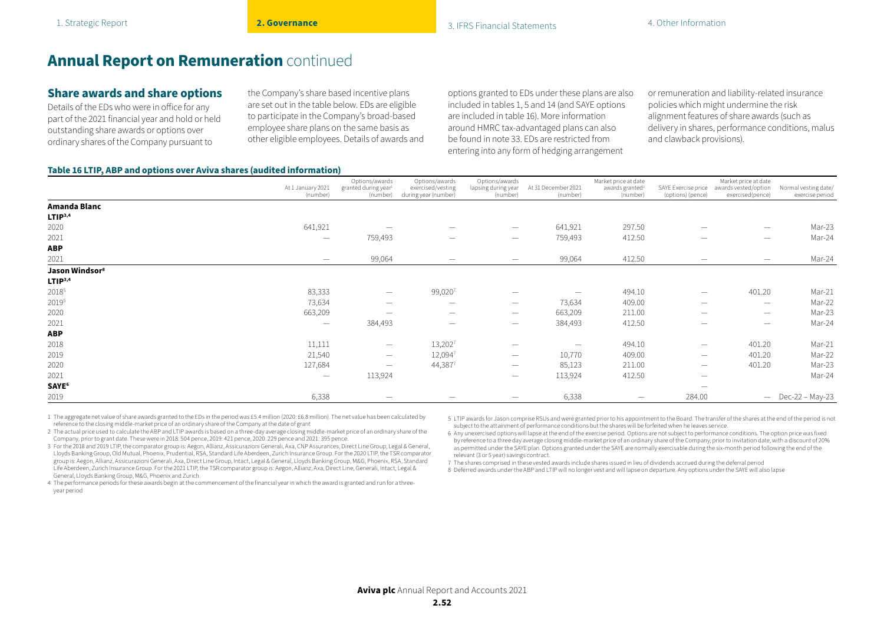# Annual Report on Remuneration continued

## Share awards and share options

Details of the EDs who were in office for any part of the 2021 financial year and hold or held outstanding share awards or options over ordinary shares of the Company pursuant to the Company's share based incentive plans are set out in the table below. EDs are eligible to participate in the Company's broad-based employee share plans on the same basis as other eligible employees. Details of awards and options granted to EDs under these plans are also included in tables 1, 5 and 14 (and SAYE options are included in table 16). More information around HMRC tax-advantaged plans can also be found in note 33. EDs are restricted from entering into any form of hedging arrangement or remuneration and liability-related insurance policies which might undermine the risk alignment features of share awards (such as delivery in shares, performance conditions, malus and clawback provisions).

### Table 16 LTIP, ABP and options over Aviva shares (audited information)

| | At 1 January 2021 (number) | Options/awards granted during year[1] (number) | Options/awards exercised/vesting during year (number) | Options/awards lapsing during year (number) | At 31 December 2021 (number) | Market price at date awards granted[2] (number) | SAYE Exercise price (options) (pence) | Market price at date awards vested/option exercised(pence) | Normal vesting date/ exercise period |
|---|---|---|---|---|---|---|---|---|---|
| **Amanda Blanc** | | | | | | | | | |
| **LTIP[3,4]** | | | | | | | | | |
| 2020 | 641,921 | — | — | — | 641,921 | 297.50 | — | — | Mar-23 |
| 2021 | — | 759,493 | — | — | 759,493 | 412.50 | — | — | Mar-24 |
| **ABP** | | | | | | | | | |
| 2021 | — | 99,064 | — | — | 99,064 | 412.50 | — | — | Mar-24 |
| **Jason Windsor[8]** | | | | | | | | | |
| **LTIP[3,4]** | | | | | | | | | |
| 2018[5] | 83,333 | — | 99,020[7] | — | — | 494.10 | — | 401.20 | Mar-21 |
| 2019[5] | 73,634 | — | — | — | 73,634 | 409.00 | — | — | Mar-22 |
| 2020 | 663,209 | — | — | — | 663,209 | 211.00 | — | — | Mar-23 |
| 2021 | — | 384,493 | — | — | 384,493 | 412.50 | — | — | Mar-24 |
| **ABP** | | | | | | | | | |
| 2018 | 11,111 | — | 13,202[7] | — | — | 494.10 | — | 401.20 | Mar-21 |
| 2019 | 21,540 | — | 12,094[7] | — | 10,770 | 409.00 | — | 401.20 | Mar-22 |
| 2020 | 127,684 | — | 44,387[7] | — | 85,123 | 211.00 | — | 401.20 | Mar-23 |
| 2021 | — | 113,924 | | — | 113,924 | 412.50 | — | | Mar-24 |
| **SAYE[6]** | | | | | | | — | | |
| 2019 | 6,338 | — | — | — | 6,338 | — | 284.00 | — | Dec-22 – May-23 |

1 The aggregate net value of share awards granted to the EDs in the period was £5.4 million (2020: £6.8 million). The net value has been calculated by reference to the closing middle-market price of an ordinary share of the Company at the date of grant

2 The actual price used to calculate the ABP and LTIP awards is based on a three-day average closing middle-market price of an ordinary share of the Company, prior to grant date. These were in 2018: 504 pence, 2019: 421 pence, 2020: 229 pence and 2021: 395 pence.

3 For the 2018 and 2019 LTIP, the comparator group is: Aegon, Allianz, Assicurazioni Generali, Axa, CNP Assurances, Direct Line Group, Legal & General, Lloyds Banking Group, Old Mutual, Phoenix, Prudential, RSA, Standard Life Aberdeen, Zurich Insurance Group. For the 2020 LTIP, the TSR comparator group is: Aegon, Allianz, Assicurazioni Generali, Axa, Direct Line Group, Intact, Legal & General, Lloyds Banking Group, M&G, Phoenix, RSA, Standard Life Aberdeen, Zurich Insurance Group. For the 2021 LTIP, the TSR comparator group is: Aegon, Allianz, Axa, Direct Line, Generali, Intact, Legal & General, Lloyds Banking Group, M&G, Phoenix and Zurich.

4 The performance periods for these awards begin at the commencement of the financial year in which the award is granted and run for a three-year period

5 LTIP awards for Jason comprise RSUs and were granted prior to his appointment to the Board. The transfer of the shares at the end of the period is not subject to the attainment of performance conditions but the shares will be forfeited when he leaves service.

6 Any unexercised options will lapse at the end of the exercise period. Options are not subject to performance conditions. The option price was fixed by reference to a three day average closing middle-market price of an ordinary share of the Company, prior to invitation date, with a discount of 20% as permitted under the SAYE plan. Options granted under the SAYE are normally exercisable during the six-month period following the end of the relevant (3 or 5 year) savings contract.

7 The shares comprised in these vested awards include shares issued in lieu of dividends accrued during the deferral period

8 Deferred awards under the ABP and LTIP will no longer vest and will lapse on departure. Any options under the SAYE will also lapse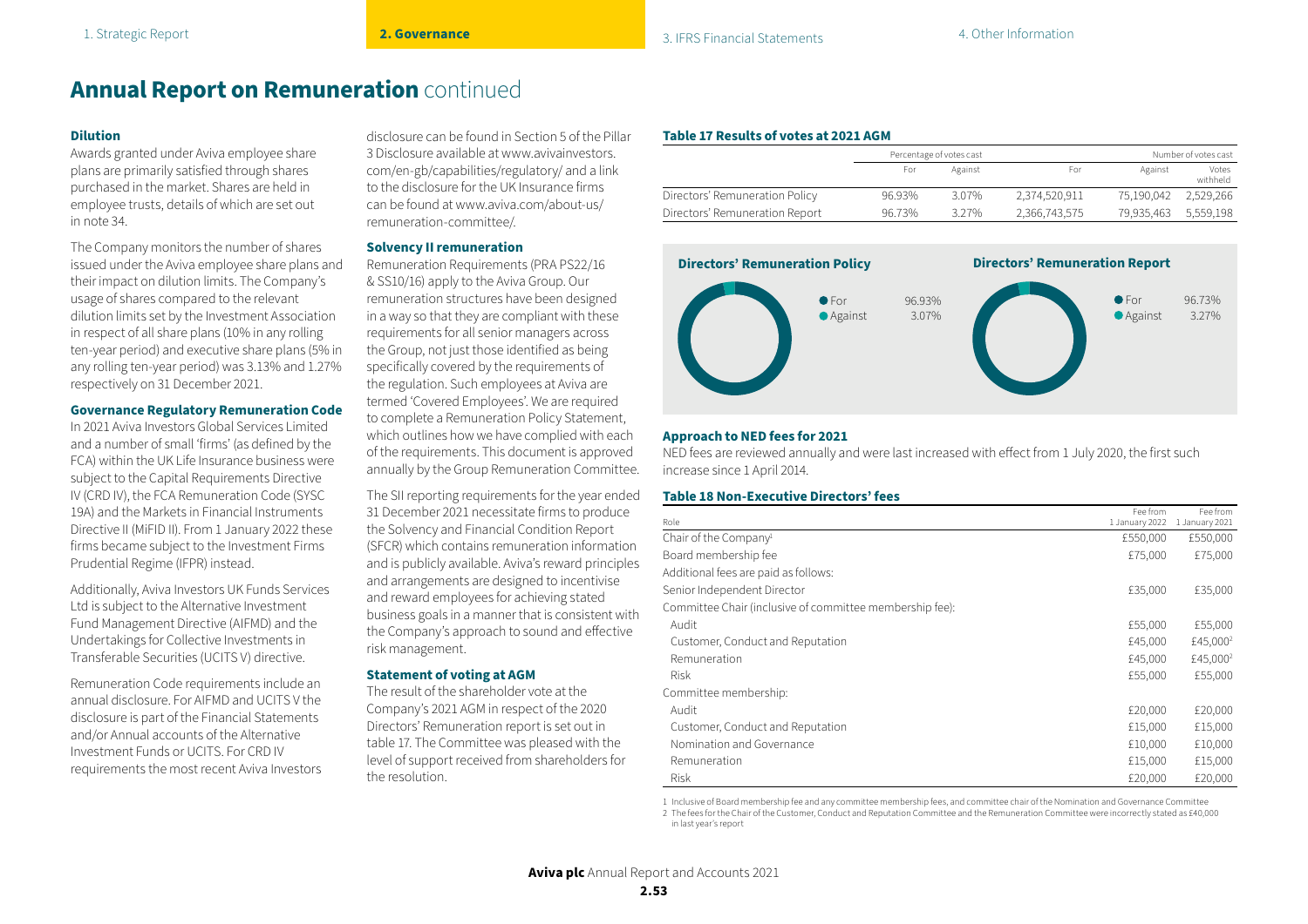# Annual Report on Remuneration continued

### Dilution

Awards granted under Aviva employee share plans are primarily satisfied through shares purchased in the market. Shares are held in employee trusts, details of which are set out in note 34.

The Company monitors the number of shares issued under the Aviva employee share plans and their impact on dilution limits. The Company's usage of shares compared to the relevant dilution limits set by the Investment Association in respect of all share plans (10% in any rolling ten-year period) and executive share plans (5% in any rolling ten-year period) was 3.13% and 1.27% respectively on 31 December 2021.

### Governance Regulatory Remuneration Code

In 2021 Aviva Investors Global Services Limited and a number of small 'firms' (as defined by the FCA) within the UK Life Insurance business were subject to the Capital Requirements Directive IV (CRD IV), the FCA Remuneration Code (SYSC 19A) and the Markets in Financial Instruments Directive II (MiFID II). From 1 January 2022 these firms became subject to the Investment Firms Prudential Regime (IFPR) instead.

Additionally, Aviva Investors UK Funds Services Ltd is subject to the Alternative Investment Fund Management Directive (AIFMD) and the Undertakings for Collective Investments in Transferable Securities (UCITS V) directive.

Remuneration Code requirements include an annual disclosure. For AIFMD and UCITS V the disclosure is part of the Financial Statements and/or Annual accounts of the Alternative Investment Funds or UCITS. For CRD IV requirements the most recent Aviva Investors disclosure can be found in Section 5 of the Pillar 3 Disclosure available at www.avivainvestors.com/en-gb/capabilities/regulatory/ and a link to the disclosure for the UK Insurance firms can be found at www.aviva.com/about-us/remuneration-committee/.

### Solvency II remuneration

Remuneration Requirements (PRA PS22/16 & SS10/16) apply to the Aviva Group. Our remuneration structures have been designed in a way so that they are compliant with these requirements for all senior managers across the Group, not just those identified as being specifically covered by the requirements of the regulation. Such employees at Aviva are termed 'Covered Employees'. We are required to complete a Remuneration Policy Statement, which outlines how we have complied with each of the requirements. This document is approved annually by the Group Remuneration Committee.

The SII reporting requirements for the year ended 31 December 2021 necessitate firms to produce the Solvency and Financial Condition Report (SFCR) which contains remuneration information and is publicly available. Aviva's reward principles and arrangements are designed to incentivise and reward employees for achieving stated business goals in a manner that is consistent with the Company's approach to sound and effective risk management.

### Statement of voting at AGM

The result of the shareholder vote at the Company's 2021 AGM in respect of the 2020 Directors' Remuneration report is set out in table 17. The Committee was pleased with the level of support received from shareholders for the resolution.

### Table 17 Results of votes at 2021 AGM

| | Percentage of votes cast | | Number of votes cast | | |
|---|---|---|---|---|---|
| | For | Against | For | Against | Votes withheld |
| Directors' Remuneration Policy | 96.93% | 3.07% | 2,374,520,911 | 75,190,042 | 2,529,266 |
| Directors' Remuneration Report | 96.73% | 3.27% | 2,366,743,575 | 79,935,463 | 5,559,198 |

**Directors' Remuneration Policy**

- For 96.93%
- Against 3.07%

**Directors' Remuneration Report**

- For 96.73%
- Against 3.27%

### Approach to NED fees for 2021

NED fees are reviewed annually and were last increased with effect from 1 July 2020, the first such increase since 1 April 2014.

### Table 18 Non-Executive Directors' fees

| Role | Fee from 1 January 2022 | Fee from 1 January 2021 |
|---|---|---|
| Chair of the Company[1] | £550,000 | £550,000 |
| Board membership fee | £75,000 | £75,000 |
| Additional fees are paid as follows: | | |
| Senior Independent Director | £35,000 | £35,000 |
| Committee Chair (inclusive of committee membership fee): | | |
| Audit | £55,000 | £55,000 |
| Customer, Conduct and Reputation | £45,000 | £45,000[2] |
| Remuneration | £45,000 | £45,000[2] |
| Risk | £55,000 | £55,000 |
| Committee membership: | | |
| Audit | £20,000 | £20,000 |
| Customer, Conduct and Reputation | £15,000 | £15,000 |
| Nomination and Governance | £10,000 | £10,000 |
| Remuneration | £15,000 | £15,000 |
| Risk | £20,000 | £20,000 |

1 Inclusive of Board membership fee and any committee membership fees, and committee chair of the Nomination and Governance Committee
2 The fees for the Chair of the Customer, Conduct and Reputation Committee and the Remuneration Committee were incorrectly stated as £40,000 in last year's report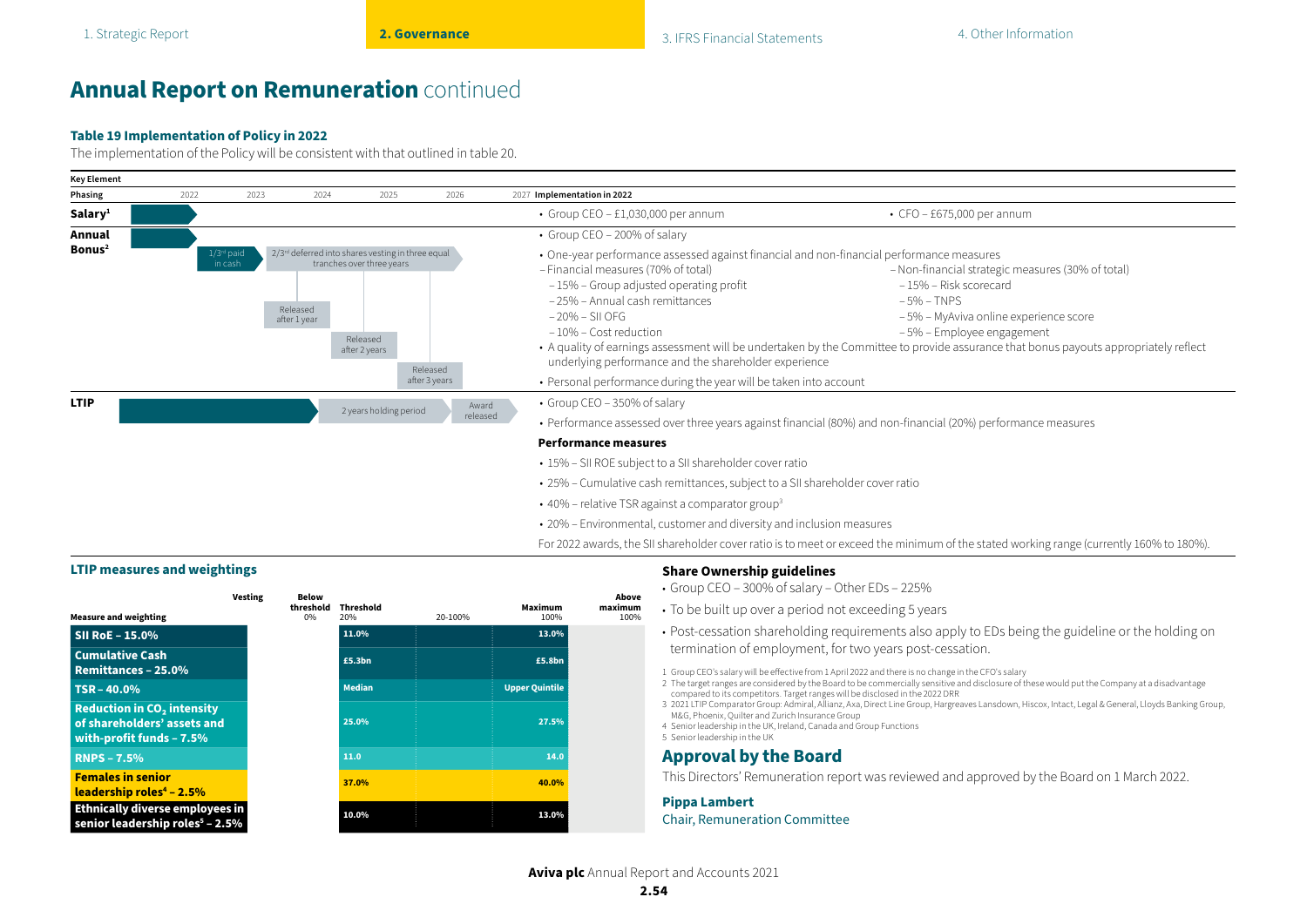# Annual Report on Remuneration continued

### Table 19 Implementation of Policy in 2022

The implementation of the Policy will be consistent with that outlined in table 20.

| Key Element | Phasing (2022–2027) | Implementation in 2022 |
|---|---|---|
| **Salary**[1] | 2022 | • Group CEO – £1,030,000 per annum • CFO – £675,000 per annum |
| **Annual Bonus**[2] | 2022; 1/3rd paid in cash; 2/3rd deferred into shares vesting in three equal tranches over three years: Released after 1 year; Released after 2 years; Released after 3 years | • Group CEO – 200% of salary • One-year performance assessed against financial and non-financial performance measures – Financial measures (70% of total) – 15% – Group adjusted operating profit – 25% – Annual cash remittances – 20% – SII OFG – 10% – Cost reduction – Non-financial strategic measures (30% of total) – 15% – Risk scorecard – 5% – TNPS – 5% – MyAviva online experience score – 5% – Employee engagement • A quality of earnings assessment will be undertaken by the Committee to provide assurance that bonus payouts appropriately reflect underlying performance and the shareholder experience • Personal performance during the year will be taken into account |
| **LTIP** | 2022–2024 performance period; 2 years holding period; Award released | • Group CEO – 350% of salary • Performance assessed over three years against financial (80%) and non-financial (20%) performance measures **Performance measures** • 15% – SII ROE subject to a SII shareholder cover ratio • 25% – Cumulative cash remittances, subject to a SII shareholder cover ratio • 40% – relative TSR against a comparator group[3] • 20% – Environmental, customer and diversity and inclusion measures For 2022 awards, the SII shareholder cover ratio is to meet or exceed the minimum of the stated working range (currently 160% to 180%). |

### LTIP measures and weightings

| Measure and weighting | Below threshold 0% | Threshold 20% | 20-100% | Maximum 100% | Above maximum 100% |
|---|---|---|---|---|---|
| **SII RoE – 15.0%** | | 11.0% | | 13.0% | |
| **Cumulative Cash Remittances – 25.0%** | | £5.3bn | | £5.8bn | |
| **TSR – 40.0%** | | Median | | Upper Quintile | |
| **Reduction in $CO_2$ intensity of shareholders' assets and with-profit funds – 7.5%** | | 25.0% | | 27.5% | |
| **RNPS – 7.5%** | | 11.0 | | 14.0 | |
| **Females in senior leadership roles**[4] **– 2.5%** | | 37.0% | | 40.0% | |
| **Ethnically diverse employees in senior leadership roles**[5] **– 2.5%** | | 10.0% | | 13.0% | |

### Share Ownership guidelines

- Group CEO – 300% of salary – Other EDs – 225%
- To be built up over a period not exceeding 5 years
- Post-cessation shareholding requirements also apply to EDs being the guideline or the holding on termination of employment, for two years post-cessation.

1 Group CEO's salary will be effective from 1 April 2022 and there is no change in the CFO's salary
2 The target ranges are considered by the Board to be commercially sensitive and disclosure of these would put the Company at a disadvantage compared to its competitors. Target ranges will be disclosed in the 2022 DRR
3 2021 LTIP Comparator Group: Admiral, Allianz, Axa, Direct Line Group, Hargreaves Lansdown, Hiscox, Intact, Legal & General, Lloyds Banking Group, M&G, Phoenix, Quilter and Zurich Insurance Group
4 Senior leadership in the UK, Ireland, Canada and Group Functions
5 Senior leadership in the UK

## Approval by the Board

This Directors' Remuneration report was reviewed and approved by the Board on 1 March 2022.

**Pippa Lambert**
Chair, Remuneration Committee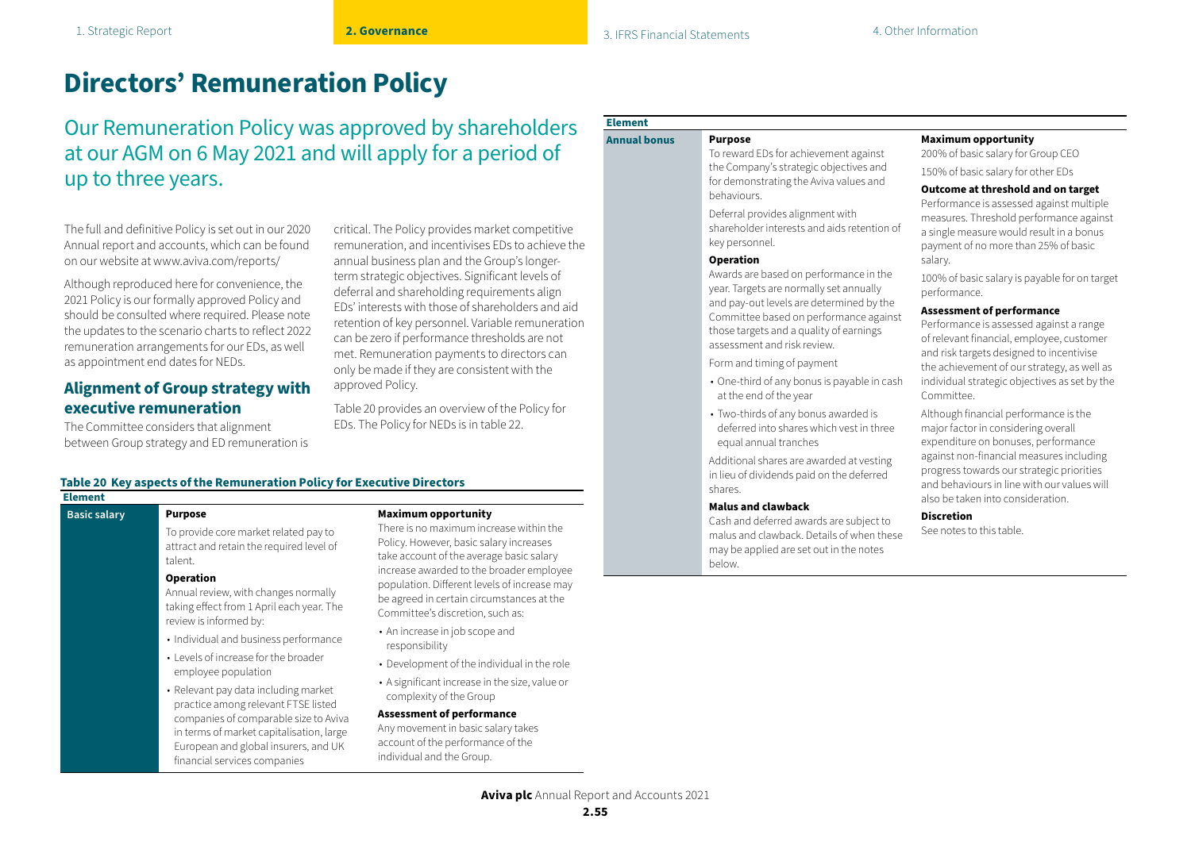# Directors' Remuneration Policy

## Our Remuneration Policy was approved by shareholders at our AGM on 6 May 2021 and will apply for a period of up to three years.

The full and definitive Policy is set out in our 2020 Annual report and accounts, which can be found on our website at www.aviva.com/reports/

Although reproduced here for convenience, the 2021 Policy is our formally approved Policy and should be consulted where required. Please note the updates to the scenario charts to reflect 2022 remuneration arrangements for our EDs, as well as appointment end dates for NEDs.

### Alignment of Group strategy with executive remuneration

The Committee considers that alignment between Group strategy and ED remuneration is critical. The Policy provides market competitive remuneration, and incentivises EDs to achieve the annual business plan and the Group's longer-term strategic objectives. Significant levels of deferral and shareholding requirements align EDs' interests with those of shareholders and aid retention of key personnel. Variable remuneration can be zero if performance thresholds are not met. Remuneration payments to directors can only be made if they are consistent with the approved Policy.

Table 20 provides an overview of the Policy for EDs. The Policy for NEDs is in table 22.

**Table 20 Key aspects of the Remuneration Policy for Executive Directors**

| Element | | |
|---|---|---|
| **Basic salary** | **Purpose**<br>To provide core market related pay to attract and retain the required level of talent.<br>**Operation**<br>Annual review, with changes normally taking effect from 1 April each year. The review is informed by:<br>• Individual and business performance<br>• Levels of increase for the broader employee population<br>• Relevant pay data including market practice among relevant FTSE listed companies of comparable size to Aviva in terms of market capitalisation, large European and global insurers, and UK financial services companies | **Maximum opportunity**<br>There is no maximum increase within the Policy. However, basic salary increases take account of the average basic salary increase awarded to the broader employee population. Different levels of increase may be agreed in certain circumstances at the Committee's discretion, such as:<br>• An increase in job scope and responsibility<br>• Development of the individual in the role<br>• A significant increase in the size, value or complexity of the Group<br>**Assessment of performance**<br>Any movement in basic salary takes account of the performance of the individual and the Group. |
| **Annual bonus** | **Purpose**<br>To reward EDs for achievement against the Company's strategic objectives and for demonstrating the Aviva values and behaviours.<br>Deferral provides alignment with shareholder interests and aids retention of key personnel.<br>**Operation**<br>Awards are based on performance in the year. Targets are normally set annually and pay-out levels are determined by the Committee based on performance against those targets and a quality of earnings assessment and risk review.<br>Form and timing of payment<br>• One-third of any bonus is payable in cash at the end of the year<br>• Two-thirds of any bonus awarded is deferred into shares which vest in three equal annual tranches<br>Additional shares are awarded at vesting in lieu of dividends paid on the deferred shares.<br>**Malus and clawback**<br>Cash and deferred awards are subject to malus and clawback. Details of when these may be applied are set out in the notes below. | **Maximum opportunity**<br>200% of basic salary for Group CEO<br>150% of basic salary for other EDs<br>**Outcome at threshold and on target**<br>Performance is assessed against multiple measures. Threshold performance against a single measure would result in a bonus payment of no more than 25% of basic salary.<br>100% of basic salary is payable for on target performance.<br>**Assessment of performance**<br>Performance is assessed against a range of relevant financial, employee, customer and risk targets designed to incentivise the achievement of our strategy, as well as individual strategic objectives as set by the Committee.<br>Although financial performance is the major factor in considering overall expenditure on bonuses, performance against non-financial measures including progress towards our strategic priorities and behaviours in line with our values will also be taken into consideration.<br>**Discretion**<br>See notes to this table. |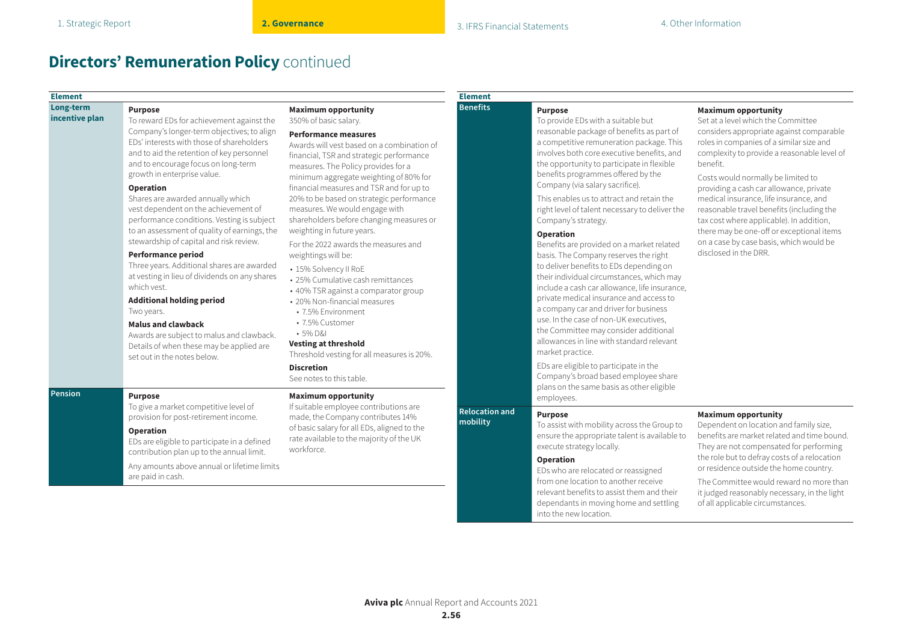# Directors' Remuneration Policy continued

| Element | | |
|---|---|---|
| **Long-term incentive plan** | **Purpose**<br>To reward EDs for achievement against the Company's longer-term objectives; to align EDs' interests with those of shareholders and to aid the retention of key personnel and to encourage focus on long-term growth in enterprise value.<br><br>**Operation**<br>Shares are awarded annually which vest dependent on the achievement of performance conditions. Vesting is subject to an assessment of quality of earnings, the stewardship of capital and risk review.<br><br>**Performance period**<br>Three years. Additional shares are awarded at vesting in lieu of dividends on any shares which vest.<br><br>**Additional holding period**<br>Two years.<br><br>**Malus and clawback**<br>Awards are subject to malus and clawback. Details of when these may be applied are set out in the notes below. | **Maximum opportunity**<br>350% of basic salary.<br><br>**Performance measures**<br>Awards will vest based on a combination of financial, TSR and strategic performance measures. The Policy provides for a minimum aggregate weighting of 80% for financial measures and TSR and for up to 20% to be based on strategic performance measures. We would engage with shareholders before changing measures or weighting in future years.<br><br>For the 2022 awards the measures and weightings will be:<br>• 15% Solvency II RoE<br>• 25% Cumulative cash remittances<br>• 40% TSR against a comparator group<br>• 20% Non-financial measures<br>&nbsp;&nbsp;• 7.5% Environment<br>&nbsp;&nbsp;• 7.5% Customer<br>&nbsp;&nbsp;• 5% D&I<br><br>**Vesting at threshold**<br>Threshold vesting for all measures is 20%.<br><br>**Discretion**<br>See notes to this table. |
| **Pension** | **Purpose**<br>To give a market competitive level of provision for post-retirement income.<br><br>**Operation**<br>EDs are eligible to participate in a defined contribution plan up to the annual limit.<br><br>Any amounts above annual or lifetime limits are paid in cash. | **Maximum opportunity**<br>If suitable employee contributions are made, the Company contributes 14% of basic salary for all EDs, aligned to the rate available to the majority of the UK workforce. |

| Element | | |
|---|---|---|
| **Benefits** | **Purpose**<br>To provide EDs with a suitable but reasonable package of benefits as part of a competitive remuneration package. This involves both core executive benefits, and the opportunity to participate in flexible benefits programmes offered by the Company (via salary sacrifice).<br><br>This enables us to attract and retain the right level of talent necessary to deliver the Company's strategy.<br><br>**Operation**<br>Benefits are provided on a market related basis. The Company reserves the right to deliver benefits to EDs depending on their individual circumstances, which may include a cash car allowance, life insurance, private medical insurance and access to a company car and driver for business use. In the case of non-UK executives, the Committee may consider additional allowances in line with standard relevant market practice.<br><br>EDs are eligible to participate in the Company's broad based employee share plans on the same basis as other eligible employees. | **Maximum opportunity**<br>Set at a level which the Committee considers appropriate against comparable roles in companies of a similar size and complexity to provide a reasonable level of benefit.<br><br>Costs would normally be limited to providing a cash car allowance, private medical insurance, life insurance, and reasonable travel benefits (including the tax cost where applicable). In addition, there may be one-off or exceptional items on a case by case basis, which would be disclosed in the DRR. |
| **Relocation and mobility** | **Purpose**<br>To assist with mobility across the Group to ensure the appropriate talent is available to execute strategy locally.<br><br>**Operation**<br>EDs who are relocated or reassigned from one location to another receive relevant benefits to assist them and their dependants in moving home and settling into the new location. | **Maximum opportunity**<br>Dependent on location and family size, benefits are market related and time bound. They are not compensated for performing the role but to defray costs of a relocation or residence outside the home country.<br><br>The Committee would reward no more than it judged reasonably necessary, in the light of all applicable circumstances. |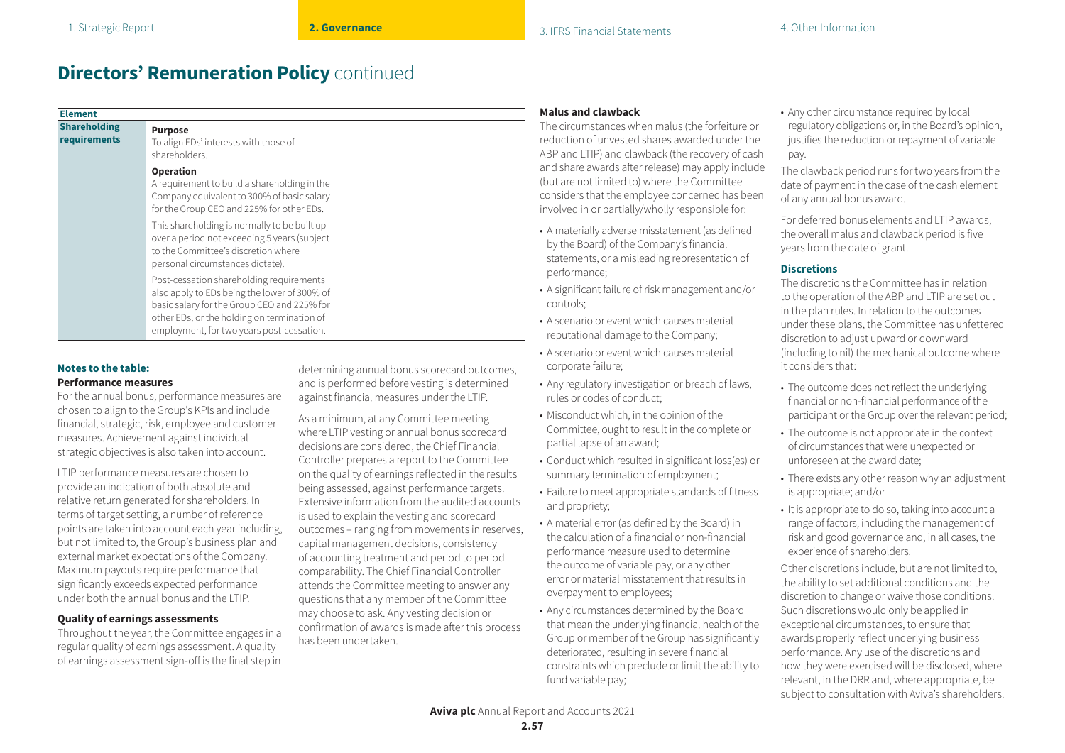# Directors' Remuneration Policy continued

| Element | |
|---|---|
| **Shareholding requirements** | **Purpose**<br>To align EDs' interests with those of shareholders.<br>**Operation**<br>A requirement to build a shareholding in the Company equivalent to 300% of basic salary for the Group CEO and 225% for other EDs.<br>This shareholding is normally to be built up over a period not exceeding 5 years (subject to the Committee's discretion where personal circumstances dictate).<br>Post-cessation shareholding requirements also apply to EDs being the lower of 300% of basic salary for the Group CEO and 225% for other EDs, or the holding on termination of employment, for two years post-cessation. |

### Notes to the table:

#### Performance measures

For the annual bonus, performance measures are chosen to align to the Group's KPIs and include financial, strategic, risk, employee and customer measures. Achievement against individual strategic objectives is also taken into account.

LTIP performance measures are chosen to provide an indication of both absolute and relative return generated for shareholders. In terms of target setting, a number of reference points are taken into account each year including, but not limited to, the Group's business plan and external market expectations of the Company. Maximum payouts require performance that significantly exceeds expected performance under both the annual bonus and the LTIP.

#### Quality of earnings assessments

Throughout the year, the Committee engages in a regular quality of earnings assessment. A quality of earnings assessment sign-off is the final step in determining annual bonus scorecard outcomes, and is performed before vesting is determined against financial measures under the LTIP.

As a minimum, at any Committee meeting where LTIP vesting or annual bonus scorecard decisions are considered, the Chief Financial Controller prepares a report to the Committee on the quality of earnings reflected in the results being assessed, against performance targets. Extensive information from the audited accounts is used to explain the vesting and scorecard outcomes – ranging from movements in reserves, capital management decisions, consistency of accounting treatment and period to period comparability. The Chief Financial Controller attends the Committee meeting to answer any questions that any member of the Committee may choose to ask. Any vesting decision or confirmation of awards is made after this process has been undertaken.

#### Malus and clawback

The circumstances when malus (the forfeiture or reduction of unvested shares awarded under the ABP and LTIP) and clawback (the recovery of cash and share awards after release) may apply include (but are not limited to) where the Committee considers that the employee concerned has been involved in or partially/wholly responsible for:

- A materially adverse misstatement (as defined by the Board) of the Company's financial statements, or a misleading representation of performance;
- A significant failure of risk management and/or controls;
- A scenario or event which causes material reputational damage to the Company;
- A scenario or event which causes material corporate failure;
- Any regulatory investigation or breach of laws, rules or codes of conduct;
- Misconduct which, in the opinion of the Committee, ought to result in the complete or partial lapse of an award;
- Conduct which resulted in significant loss(es) or summary termination of employment;
- Failure to meet appropriate standards of fitness and propriety;
- A material error (as defined by the Board) in the calculation of a financial or non-financial performance measure used to determine the outcome of variable pay, or any other error or material misstatement that results in overpayment to employees;
- Any circumstances determined by the Board that mean the underlying financial health of the Group or member of the Group has significantly deteriorated, resulting in severe financial constraints which preclude or limit the ability to fund variable pay;
- Any other circumstance required by local regulatory obligations or, in the Board's opinion, justifies the reduction or repayment of variable pay.

The clawback period runs for two years from the date of payment in the case of the cash element of any annual bonus award.

For deferred bonus elements and LTIP awards, the overall malus and clawback period is five years from the date of grant.

#### Discretions

The discretions the Committee has in relation to the operation of the ABP and LTIP are set out in the plan rules. In relation to the outcomes under these plans, the Committee has unfettered discretion to adjust upward or downward (including to nil) the mechanical outcome where it considers that:

- The outcome does not reflect the underlying financial or non-financial performance of the participant or the Group over the relevant period;
- The outcome is not appropriate in the context of circumstances that were unexpected or unforeseen at the award date;
- There exists any other reason why an adjustment is appropriate; and/or
- It is appropriate to do so, taking into account a range of factors, including the management of risk and good governance and, in all cases, the experience of shareholders.

Other discretions include, but are not limited to, the ability to set additional conditions and the discretion to change or waive those conditions. Such discretions would only be applied in exceptional circumstances, to ensure that awards properly reflect underlying business performance. Any use of the discretions and how they were exercised will be disclosed, where relevant, in the DRR and, where appropriate, be subject to consultation with Aviva's shareholders.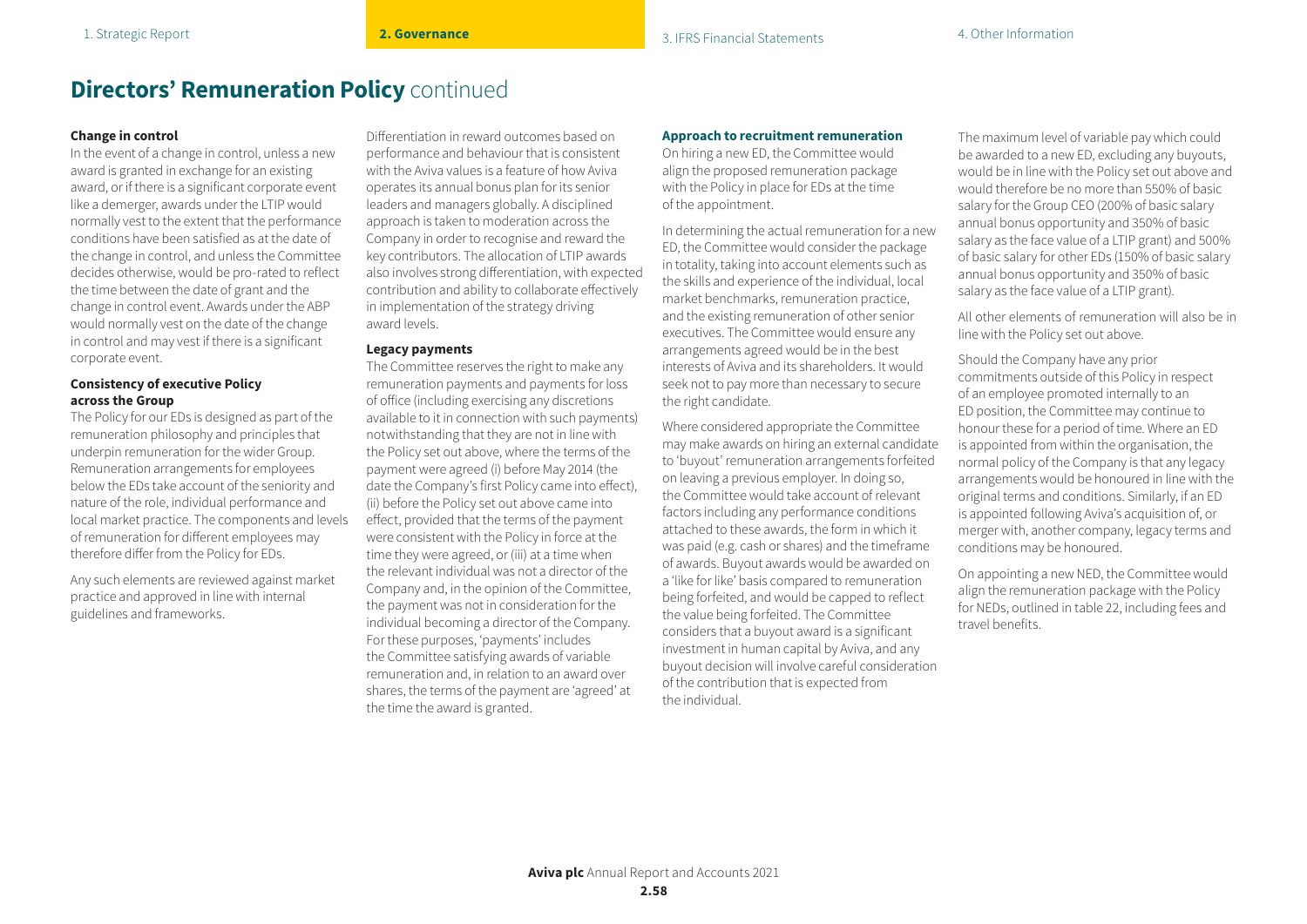# Directors' Remuneration Policy continued

**Change in control**

In the event of a change in control, unless a new award is granted in exchange for an existing award, or if there is a significant corporate event like a demerger, awards under the LTIP would normally vest to the extent that the performance conditions have been satisfied as at the date of the change in control, and unless the Committee decides otherwise, would be pro-rated to reflect the time between the date of grant and the change in control event. Awards under the ABP would normally vest on the date of the change in control and may vest if there is a significant corporate event.

**Consistency of executive Policy across the Group**

The Policy for our EDs is designed as part of the remuneration philosophy and principles that underpin remuneration for the wider Group. Remuneration arrangements for employees below the EDs take account of the seniority and nature of the role, individual performance and local market practice. The components and levels of remuneration for different employees may therefore differ from the Policy for EDs.

Any such elements are reviewed against market practice and approved in line with internal guidelines and frameworks.

Differentiation in reward outcomes based on performance and behaviour that is consistent with the Aviva values is a feature of how Aviva operates its annual bonus plan for its senior leaders and managers globally. A disciplined approach is taken to moderation across the Company in order to recognise and reward the key contributors. The allocation of LTIP awards also involves strong differentiation, with expected contribution and ability to collaborate effectively in implementation of the strategy driving award levels.

**Legacy payments**

The Committee reserves the right to make any remuneration payments and payments for loss of office (including exercising any discretions available to it in connection with such payments) notwithstanding that they are not in line with the Policy set out above, where the terms of the payment were agreed (i) before May 2014 (the date the Company's first Policy came into effect), (ii) before the Policy set out above came into effect, provided that the terms of the payment were consistent with the Policy in force at the time they were agreed, or (iii) at a time when the relevant individual was not a director of the Company and, in the opinion of the Committee, the payment was not in consideration for the individual becoming a director of the Company. For these purposes, 'payments' includes the Committee satisfying awards of variable remuneration and, in relation to an award over shares, the terms of the payment are 'agreed' at the time the award is granted.

**Approach to recruitment remuneration**

On hiring a new ED, the Committee would align the proposed remuneration package with the Policy in place for EDs at the time of the appointment.

In determining the actual remuneration for a new ED, the Committee would consider the package in totality, taking into account elements such as the skills and experience of the individual, local market benchmarks, remuneration practice, and the existing remuneration of other senior executives. The Committee would ensure any arrangements agreed would be in the best interests of Aviva and its shareholders. It would seek not to pay more than necessary to secure the right candidate.

Where considered appropriate the Committee may make awards on hiring an external candidate to 'buyout' remuneration arrangements forfeited on leaving a previous employer. In doing so, the Committee would take account of relevant factors including any performance conditions attached to these awards, the form in which it was paid (e.g. cash or shares) and the timeframe of awards. Buyout awards would be awarded on a 'like for like' basis compared to remuneration being forfeited, and would be capped to reflect the value being forfeited. The Committee considers that a buyout award is a significant investment in human capital by Aviva, and any buyout decision will involve careful consideration of the contribution that is expected from the individual.

The maximum level of variable pay which could be awarded to a new ED, excluding any buyouts, would be in line with the Policy set out above and would therefore be no more than 550% of basic salary for the Group CEO (200% of basic salary annual bonus opportunity and 350% of basic salary as the face value of a LTIP grant) and 500% of basic salary for other EDs (150% of basic salary annual bonus opportunity and 350% of basic salary as the face value of a LTIP grant).

All other elements of remuneration will also be in line with the Policy set out above.

Should the Company have any prior commitments outside of this Policy in respect of an employee promoted internally to an ED position, the Committee may continue to honour these for a period of time. Where an ED is appointed from within the organisation, the normal policy of the Company is that any legacy arrangements would be honoured in line with the original terms and conditions. Similarly, if an ED is appointed following Aviva's acquisition of, or merger with, another company, legacy terms and conditions may be honoured.

On appointing a new NED, the Committee would align the remuneration package with the Policy for NEDs, outlined in table 22, including fees and travel benefits.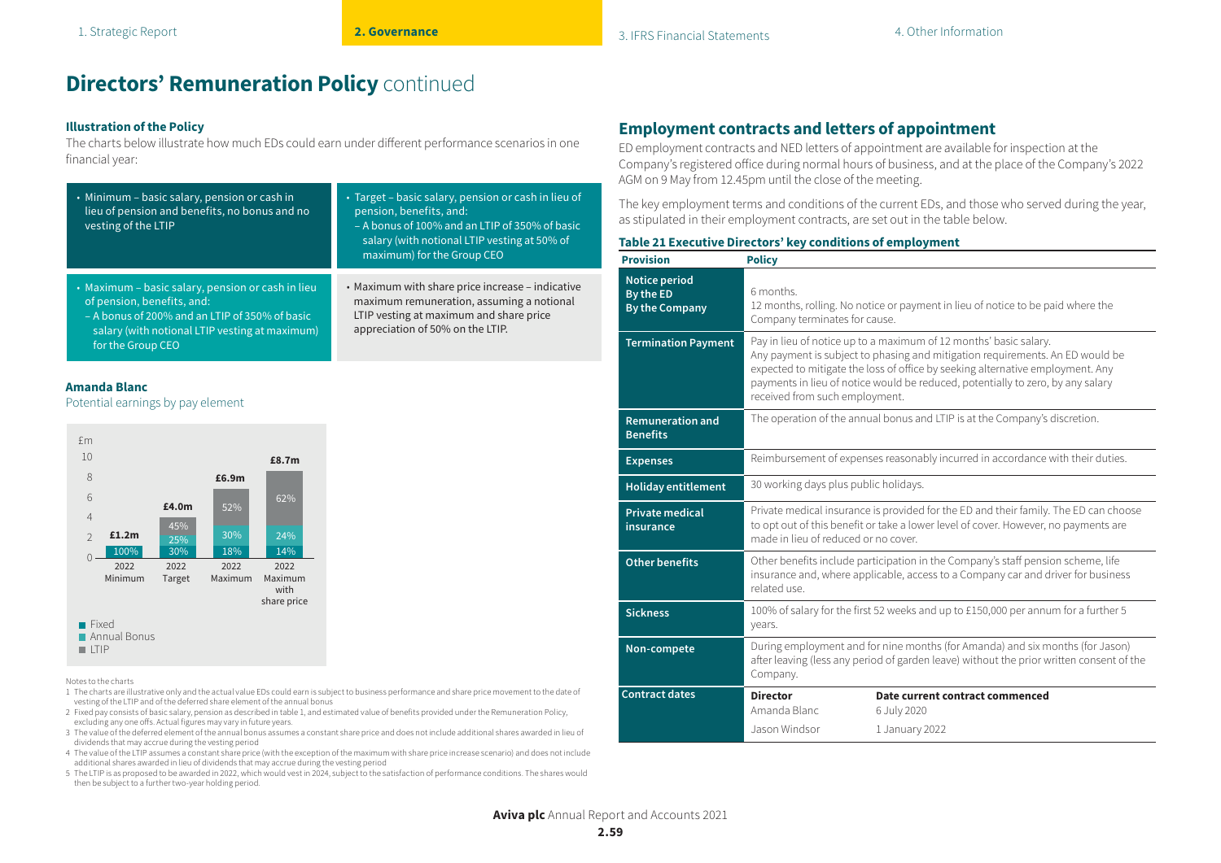# Directors' Remuneration Policy continued

### Illustration of the Policy

The charts below illustrate how much EDs could earn under different performance scenarios in one financial year:

- Minimum – basic salary, pension or cash in lieu of pension and benefits, no bonus and no vesting of the LTIP

- Target – basic salary, pension or cash in lieu of pension, benefits, and:
  - A bonus of 100% and an LTIP of 350% of basic salary (with notional LTIP vesting at 50% of maximum) for the Group CEO

- Maximum – basic salary, pension or cash in lieu of pension, benefits, and:
  - A bonus of 200% and an LTIP of 350% of basic salary (with notional LTIP vesting at maximum) for the Group CEO

- Maximum with share price increase – indicative maximum remuneration, assuming a notional LTIP vesting at maximum and share price appreciation of 50% on the LTIP.

### Amanda Blanc

Potential earnings by pay element

| £m | 2022 Minimum | 2022 Target | 2022 Maximum | 2022 Maximum with share price |
|---|---|---|---|---|
| Total | £1.2m | £4.0m | £6.9m | £8.7m |
| Fixed | 100% | 30% | 18% | 14% |
| Annual Bonus | | 25% | 30% | 24% |
| LTIP | | 45% | 52% | 62% |

Notes to the charts

1 The charts are illustrative only and the actual value EDs could earn is subject to business performance and share price movement to the date of vesting of the LTIP and of the deferred share element of the annual bonus
2 Fixed pay consists of basic salary, pension as described in table 1, and estimated value of benefits provided under the Remuneration Policy, excluding any one offs. Actual figures may vary in future years.
3 The value of the deferred element of the annual bonus assumes a constant share price and does not include additional shares awarded in lieu of dividends that may accrue during the vesting period
4 The value of the LTIP assumes a constant share price (with the exception of the maximum with share price increase scenario) and does not include additional shares awarded in lieu of dividends that may accrue during the vesting period
5 The LTIP is as proposed to be awarded in 2022, which would vest in 2024, subject to the satisfaction of performance conditions. The shares would then be subject to a further two-year holding period.

## Employment contracts and letters of appointment

ED employment contracts and NED letters of appointment are available for inspection at the Company's registered office during normal hours of business, and at the place of the Company's 2022 AGM on 9 May from 12.45pm until the close of the meeting.

The key employment terms and conditions of the current EDs, and those who served during the year, as stipulated in their employment contracts, are set out in the table below.

**Table 21 Executive Directors' key conditions of employment**

| Provision | Policy | |
|---|---|---|
| Notice period<br>By the ED<br>By the Company | 6 months.<br>12 months, rolling. No notice or payment in lieu of notice to be paid where the Company terminates for cause. | |
| Termination Payment | Pay in lieu of notice up to a maximum of 12 months' basic salary.<br>Any payment is subject to phasing and mitigation requirements. An ED would be expected to mitigate the loss of office by seeking alternative employment. Any payments in lieu of notice would be reduced, potentially to zero, by any salary received from such employment. | |
| Remuneration and Benefits | The operation of the annual bonus and LTIP is at the Company's discretion. | |
| Expenses | Reimbursement of expenses reasonably incurred in accordance with their duties. | |
| Holiday entitlement | 30 working days plus public holidays. | |
| Private medical insurance | Private medical insurance is provided for the ED and their family. The ED can choose to opt out of this benefit or take a lower level of cover. However, no payments are made in lieu of reduced or no cover. | |
| Other benefits | Other benefits include participation in the Company's staff pension scheme, life insurance and, where applicable, access to a Company car and driver for business related use. | |
| Sickness | 100% of salary for the first 52 weeks and up to £150,000 per annum for a further 5 years. | |
| Non-compete | During employment and for nine months (for Amanda) and six months (for Jason) after leaving (less any period of garden leave) without the prior written consent of the Company. | |
| Contract dates | **Director** | **Date current contract commenced** |
| | Amanda Blanc | 6 July 2020 |
| | Jason Windsor | 1 January 2022 |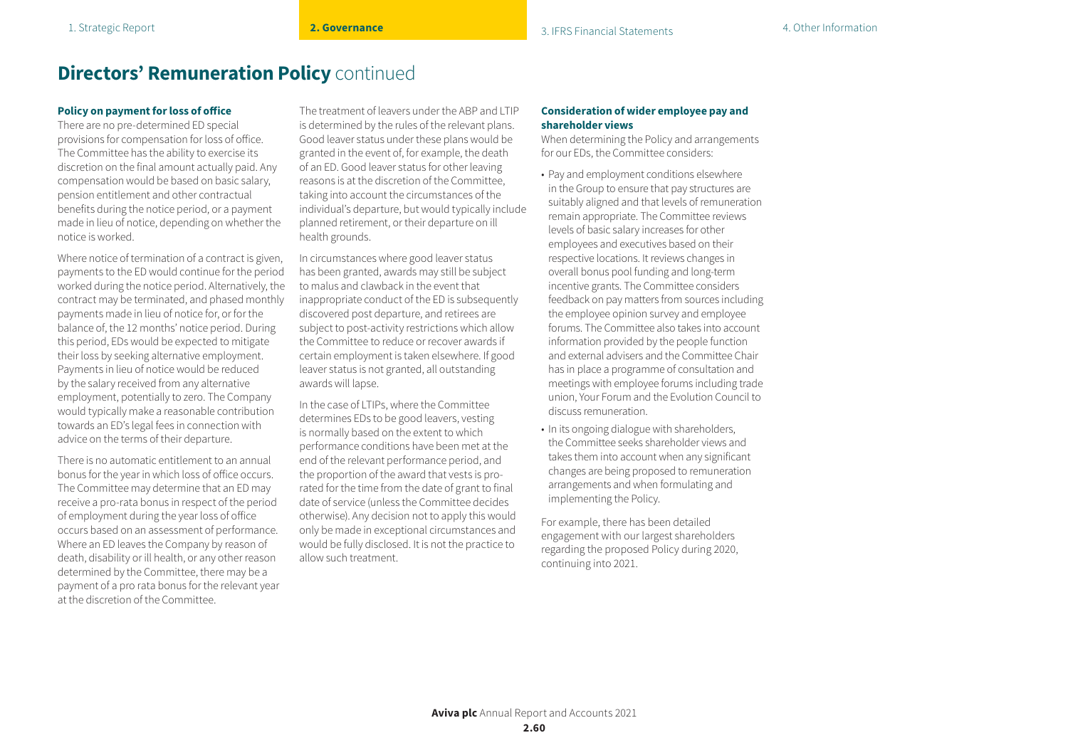# Directors' Remuneration Policy continued

### Policy on payment for loss of office

There are no pre-determined ED special provisions for compensation for loss of office. The Committee has the ability to exercise its discretion on the final amount actually paid. Any compensation would be based on basic salary, pension entitlement and other contractual benefits during the notice period, or a payment made in lieu of notice, depending on whether the notice is worked.

Where notice of termination of a contract is given, payments to the ED would continue for the period worked during the notice period. Alternatively, the contract may be terminated, and phased monthly payments made in lieu of notice for, or for the balance of, the 12 months' notice period. During this period, EDs would be expected to mitigate their loss by seeking alternative employment. Payments in lieu of notice would be reduced by the salary received from any alternative employment, potentially to zero. The Company would typically make a reasonable contribution towards an ED's legal fees in connection with advice on the terms of their departure.

There is no automatic entitlement to an annual bonus for the year in which loss of office occurs. The Committee may determine that an ED may receive a pro-rata bonus in respect of the period of employment during the year loss of office occurs based on an assessment of performance. Where an ED leaves the Company by reason of death, disability or ill health, or any other reason determined by the Committee, there may be a payment of a pro rata bonus for the relevant year at the discretion of the Committee.

The treatment of leavers under the ABP and LTIP is determined by the rules of the relevant plans. Good leaver status under these plans would be granted in the event of, for example, the death of an ED. Good leaver status for other leaving reasons is at the discretion of the Committee, taking into account the circumstances of the individual's departure, but would typically include planned retirement, or their departure on ill health grounds.

In circumstances where good leaver status has been granted, awards may still be subject to malus and clawback in the event that inappropriate conduct of the ED is subsequently discovered post departure, and retirees are subject to post-activity restrictions which allow the Committee to reduce or recover awards if certain employment is taken elsewhere. If good leaver status is not granted, all outstanding awards will lapse.

In the case of LTIPs, where the Committee determines EDs to be good leavers, vesting is normally based on the extent to which performance conditions have been met at the end of the relevant performance period, and the proportion of the award that vests is pro-rated for the time from the date of grant to final date of service (unless the Committee decides otherwise). Any decision not to apply this would only be made in exceptional circumstances and would be fully disclosed. It is not the practice to allow such treatment.

### Consideration of wider employee pay and shareholder views

When determining the Policy and arrangements for our EDs, the Committee considers:

- Pay and employment conditions elsewhere in the Group to ensure that pay structures are suitably aligned and that levels of remuneration remain appropriate. The Committee reviews levels of basic salary increases for other employees and executives based on their respective locations. It reviews changes in overall bonus pool funding and long-term incentive grants. The Committee considers feedback on pay matters from sources including the employee opinion survey and employee forums. The Committee also takes into account information provided by the people function and external advisers and the Committee Chair has in place a programme of consultation and meetings with employee forums including trade union, Your Forum and the Evolution Council to discuss remuneration.
- In its ongoing dialogue with shareholders, the Committee seeks shareholder views and takes them into account when any significant changes are being proposed to remuneration arrangements and when formulating and implementing the Policy.

For example, there has been detailed engagement with our largest shareholders regarding the proposed Policy during 2020, continuing into 2021.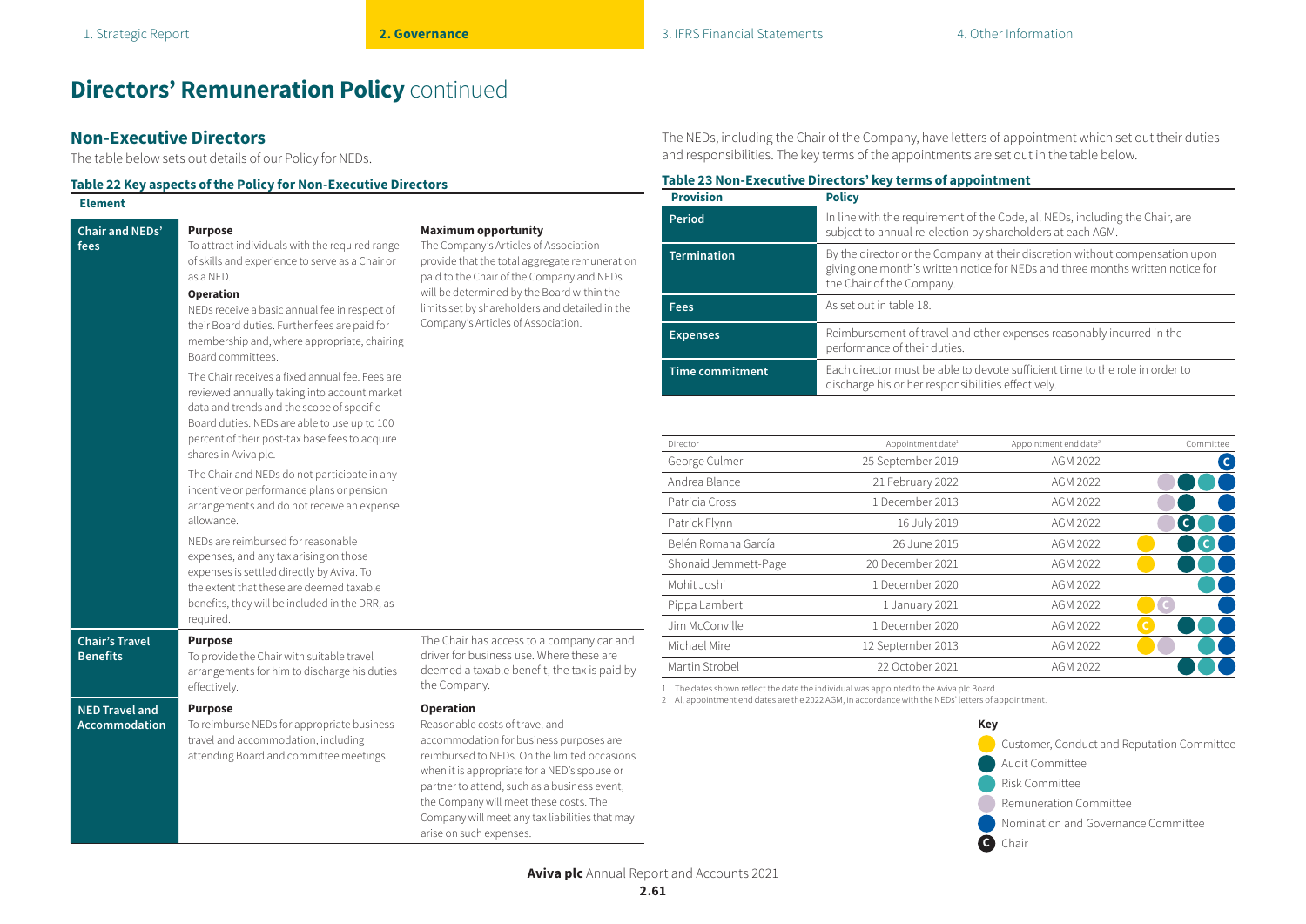# Directors' Remuneration Policy continued

## Non-Executive Directors

The table below sets out details of our Policy for NEDs.

### Table 22 Key aspects of the Policy for Non-Executive Directors

| Element | | |
|---|---|---|
| **Chair and NEDs' fees** | **Purpose**<br>To attract individuals with the required range of skills and experience to serve as a Chair or as a NED.<br>**Operation**<br>NEDs receive a basic annual fee in respect of their Board duties. Further fees are paid for membership and, where appropriate, chairing Board committees.<br>The Chair receives a fixed annual fee. Fees are reviewed annually taking into account market data and trends and the scope of specific Board duties. NEDs are able to use up to 100 percent of their post-tax base fees to acquire shares in Aviva plc.<br>The Chair and NEDs do not participate in any incentive or performance plans or pension arrangements and do not receive an expense allowance.<br>NEDs are reimbursed for reasonable expenses, and any tax arising on those expenses is settled directly by Aviva. To the extent that these are deemed taxable benefits, they will be included in the DRR, as required. | **Maximum opportunity**<br>The Company's Articles of Association provide that the total aggregate remuneration paid to the Chair of the Company and NEDs will be determined by the Board within the limits set by shareholders and detailed in the Company's Articles of Association. |
| **Chair's Travel Benefits** | **Purpose**<br>To provide the Chair with suitable travel arrangements for him to discharge his duties effectively. | The Chair has access to a company car and driver for business use. Where these are deemed a taxable benefit, the tax is paid by the Company. |
| **NED Travel and Accommodation** | **Purpose**<br>To reimburse NEDs for appropriate business travel and accommodation, including attending Board and committee meetings. | **Operation**<br>Reasonable costs of travel and accommodation for business purposes are reimbursed to NEDs. On the limited occasions when it is appropriate for a NED's spouse or partner to attend, such as a business event, the Company will meet these costs. The Company will meet any tax liabilities that may arise on such expenses. |

The NEDs, including the Chair of the Company, have letters of appointment which set out their duties and responsibilities. The key terms of the appointments are set out in the table below.

### Table 23 Non-Executive Directors' key terms of appointment

| Provision | Policy |
|---|---|
| **Period** | In line with the requirement of the Code, all NEDs, including the Chair, are subject to annual re-election by shareholders at each AGM. |
| **Termination** | By the director or the Company at their discretion without compensation upon giving one month's written notice for NEDs and three months written notice for the Chair of the Company. |
| **Fees** | As set out in table 18. |
| **Expenses** | Reimbursement of travel and other expenses reasonably incurred in the performance of their duties. |
| **Time commitment** | Each director must be able to devote sufficient time to the role in order to discharge his or her responsibilities effectively. |

| Director | Appointment date[1] | Appointment end date[2] | Committee |
|---|---|---|---|
| George Culmer | 25 September 2019 | AGM 2022 | Nomination and Governance (C) |
| Andrea Blance | 21 February 2022 | AGM 2022 | Remuneration, Audit, Risk, Nomination and Governance |
| Patricia Cross | 1 December 2013 | AGM 2022 | Remuneration, Audit, Nomination and Governance |
| Patrick Flynn | 16 July 2019 | AGM 2022 | Remuneration, Audit (C), Risk, Nomination and Governance |
| Belén Romana García | 26 June 2015 | AGM 2022 | Customer, Conduct and Reputation, Audit, Risk (C), Nomination and Governance |
| Shonaid Jemmett-Page | 20 December 2021 | AGM 2022 | Customer, Conduct and Reputation, Audit, Risk, Nomination and Governance |
| Mohit Joshi | 1 December 2020 | AGM 2022 | Risk, Nomination and Governance |
| Pippa Lambert | 1 January 2021 | AGM 2022 | Customer, Conduct and Reputation, Remuneration (C), Nomination and Governance |
| Jim McConville | 1 December 2020 | AGM 2022 | Customer, Conduct and Reputation (C), Audit, Risk, Nomination and Governance |
| Michael Mire | 12 September 2013 | AGM 2022 | Customer, Conduct and Reputation, Remuneration, Risk, Nomination and Governance |
| Martin Strobel | 22 October 2021 | AGM 2022 | Audit, Risk, Nomination and Governance |

1 The dates shown reflect the date the individual was appointed to the Aviva plc Board.
2 All appointment end dates are the 2022 AGM, in accordance with the NEDs' letters of appointment.

**Key**
- Customer, Conduct and Reputation Committee
- Audit Committee
- Risk Committee
- Remuneration Committee
- Nomination and Governance Committee
- C Chair